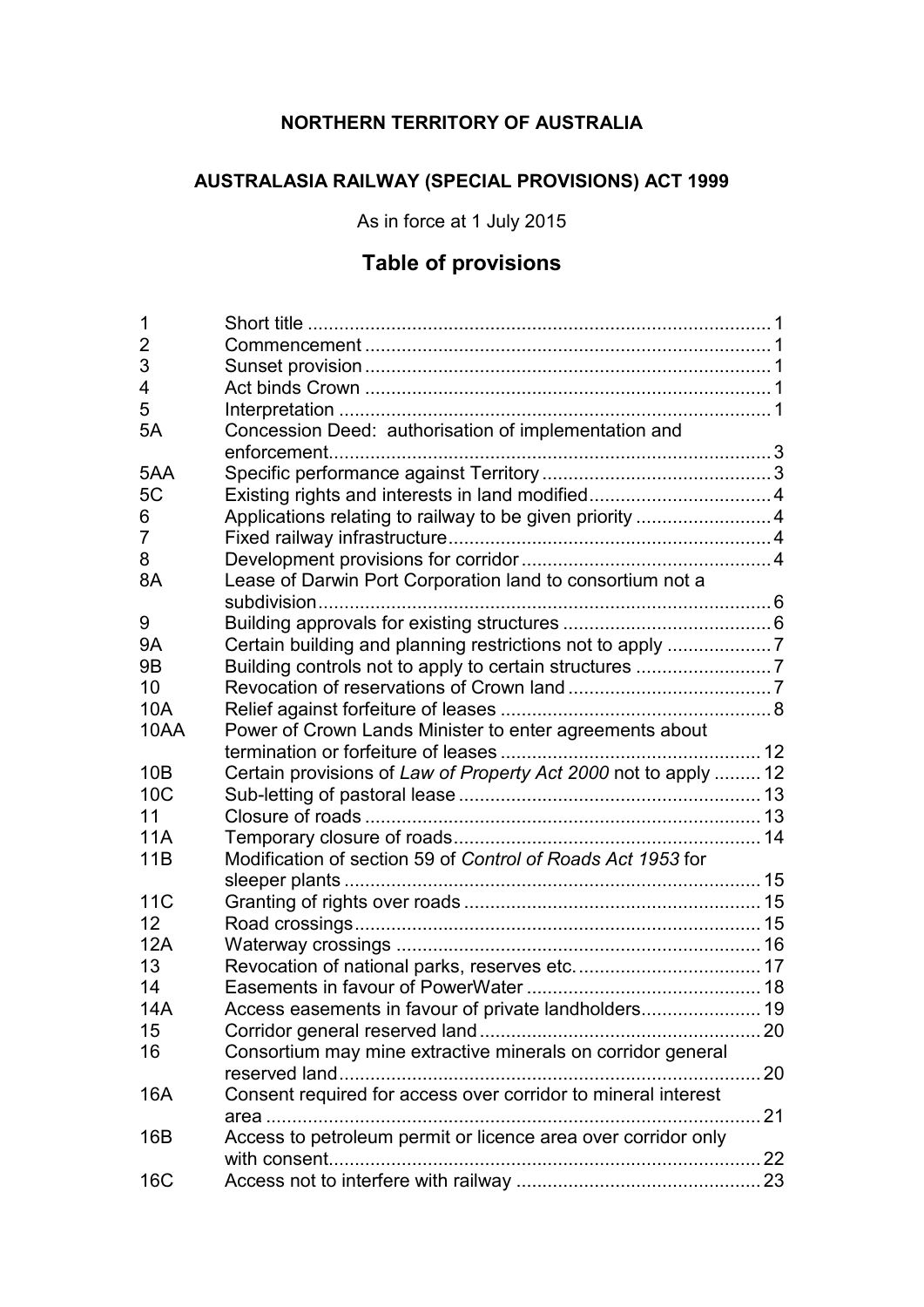**NORTHERN TERRITORY OF AUSTRALIA**

**AUSTRALASIA RAILWAY (SPECIAL PROVISIONS) ACT 1999**

As in force at 1 July 2015

# Table of provisions

| | | |
|---|---|---|
| 1 | Short title | 1 |
| 2 | Commencement | 1 |
| 3 | Sunset provision | 1 |
| 4 | Act binds Crown | 1 |
| 5 | Interpretation | 1 |
| 5A | Concession Deed: authorisation of implementation and enforcement | 3 |
| 5AA | Specific performance against Territory | 3 |
| 5C | Existing rights and interests in land modified | 4 |
| 6 | Applications relating to railway to be given priority | 4 |
| 7 | Fixed railway infrastructure | 4 |
| 8 | Development provisions for corridor | 4 |
| 8A | Lease of Darwin Port Corporation land to consortium not a subdivision | 6 |
| 9 | Building approvals for existing structures | 6 |
| 9A | Certain building and planning restrictions not to apply | 7 |
| 9B | Building controls not to apply to certain structures | 7 |
| 10 | Revocation of reservations of Crown land | 7 |
| 10A | Relief against forfeiture of leases | 8 |
| 10AA | Power of Crown Lands Minister to enter agreements about termination or forfeiture of leases | 12 |
| 10B | Certain provisions of *Law of Property Act 2000* not to apply | 12 |
| 10C | Sub-letting of pastoral lease | 13 |
| 11 | Closure of roads | 13 |
| 11A | Temporary closure of roads | 14 |
| 11B | Modification of section 59 of *Control of Roads Act 1953* for sleeper plants | 15 |
| 11C | Granting of rights over roads | 15 |
| 12 | Road crossings | 15 |
| 12A | Waterway crossings | 16 |
| 13 | Revocation of national parks, reserves etc. | 17 |
| 14 | Easements in favour of PowerWater | 18 |
| 14A | Access easements in favour of private landholders | 19 |
| 15 | Corridor general reserved land | 20 |
| 16 | Consortium may mine extractive minerals on corridor general reserved land | 20 |
| 16A | Consent required for access over corridor to mineral interest area | 21 |
| 16B | Access to petroleum permit or licence area over corridor only with consent | 22 |
| 16C | Access not to interfere with railway | 23 |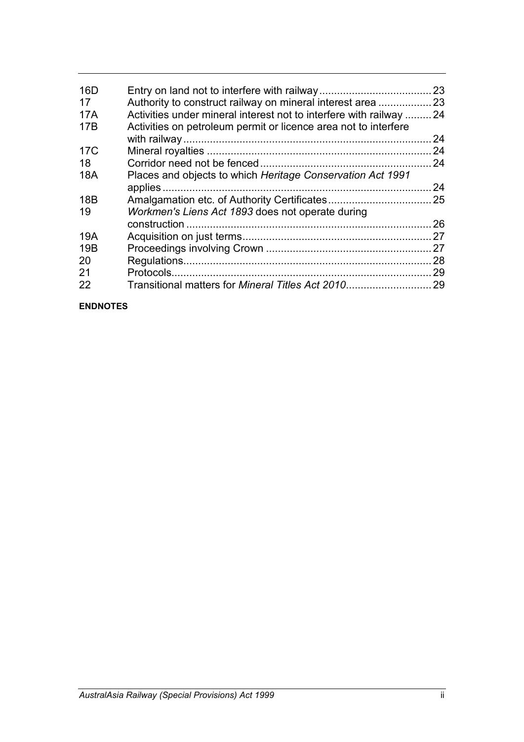| | | |
|---|---|---|
| 16D | Entry on land not to interfere with railway | 23 |
| 17 | Authority to construct railway on mineral interest area | 23 |
| 17A | Activities under mineral interest not to interfere with railway | 24 |
| 17B | Activities on petroleum permit or licence area not to interfere with railway | 24 |
| 17C | Mineral royalties | 24 |
| 18 | Corridor need not be fenced | 24 |
| 18A | Places and objects to which *Heritage Conservation Act 1991* applies | 24 |
| 18B | Amalgamation etc. of Authority Certificates | 25 |
| 19 | *Workmen's Liens Act 1893* does not operate during construction | 26 |
| 19A | Acquisition on just terms | 27 |
| 19B | Proceedings involving Crown | 27 |
| 20 | Regulations | 28 |
| 21 | Protocols | 29 |
| 22 | Transitional matters for *Mineral Titles Act 2010* | 29 |

**ENDNOTES**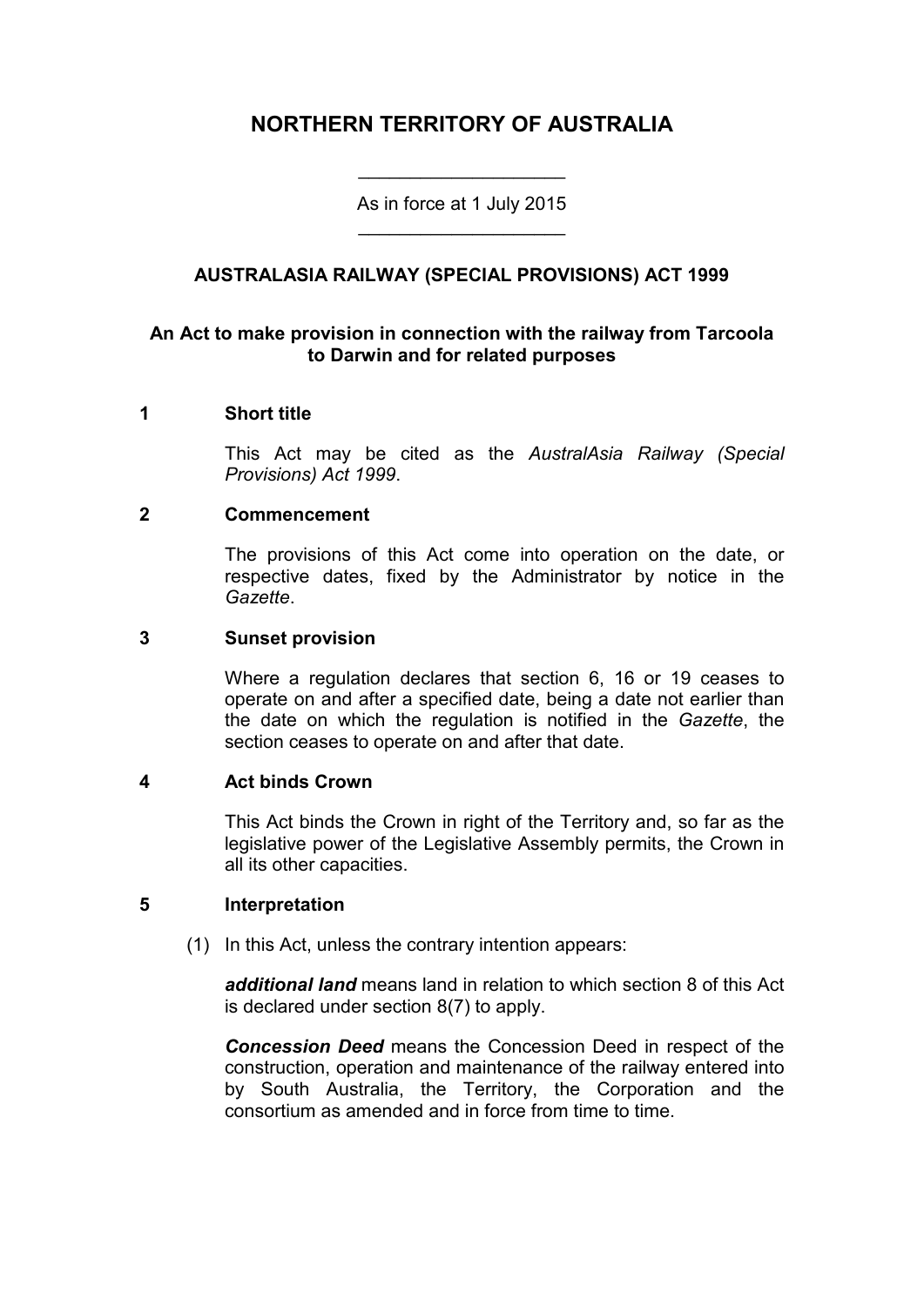# NORTHERN TERRITORY OF AUSTRALIA

As in force at 1 July 2015

## AUSTRALASIA RAILWAY (SPECIAL PROVISIONS) ACT 1999

**An Act to make provision in connection with the railway from Tarcoola to Darwin and for related purposes**

### 1 Short title

This Act may be cited as the *AustralAsia Railway (Special Provisions) Act 1999*.

### 2 Commencement

The provisions of this Act come into operation on the date, or respective dates, fixed by the Administrator by notice in the *Gazette*.

### 3 Sunset provision

Where a regulation declares that section 6, 16 or 19 ceases to operate on and after a specified date, being a date not earlier than the date on which the regulation is notified in the *Gazette*, the section ceases to operate on and after that date.

### 4 Act binds Crown

This Act binds the Crown in right of the Territory and, so far as the legislative power of the Legislative Assembly permits, the Crown in all its other capacities.

### 5 Interpretation

(1) In this Act, unless the contrary intention appears:

***additional land*** means land in relation to which section 8 of this Act is declared under section 8(7) to apply.

***Concession Deed*** means the Concession Deed in respect of the construction, operation and maintenance of the railway entered into by South Australia, the Territory, the Corporation and the consortium as amended and in force from time to time.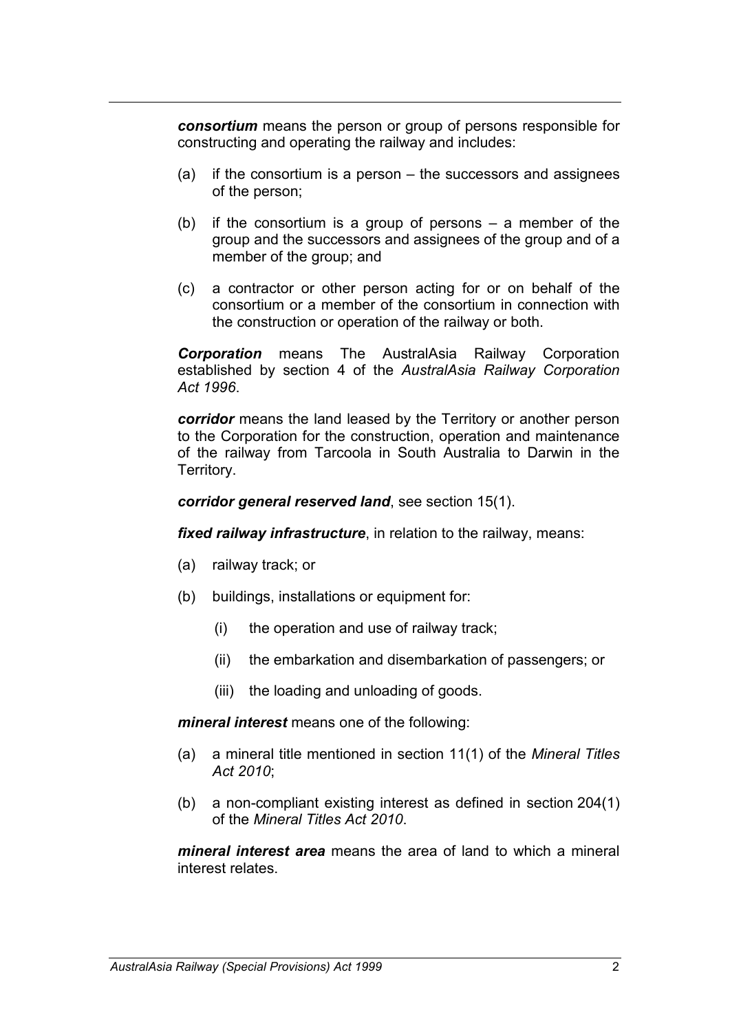***consortium*** means the person or group of persons responsible for constructing and operating the railway and includes:

(a) if the consortium is a person – the successors and assignees of the person;

(b) if the consortium is a group of persons – a member of the group and the successors and assignees of the group and of a member of the group; and

(c) a contractor or other person acting for or on behalf of the consortium or a member of the consortium in connection with the construction or operation of the railway or both.

***Corporation*** means The AustralAsia Railway Corporation established by section 4 of the *AustralAsia Railway Corporation Act 1996*.

***corridor*** means the land leased by the Territory or another person to the Corporation for the construction, operation and maintenance of the railway from Tarcoola in South Australia to Darwin in the Territory.

***corridor general reserved land***, see section 15(1).

***fixed railway infrastructure***, in relation to the railway, means:

(a) railway track; or

(b) buildings, installations or equipment for:

  (i) the operation and use of railway track;

  (ii) the embarkation and disembarkation of passengers; or

  (iii) the loading and unloading of goods.

***mineral interest*** means one of the following:

(a) a mineral title mentioned in section 11(1) of the *Mineral Titles Act 2010*;

(b) a non-compliant existing interest as defined in section 204(1) of the *Mineral Titles Act 2010*.

***mineral interest area*** means the area of land to which a mineral interest relates.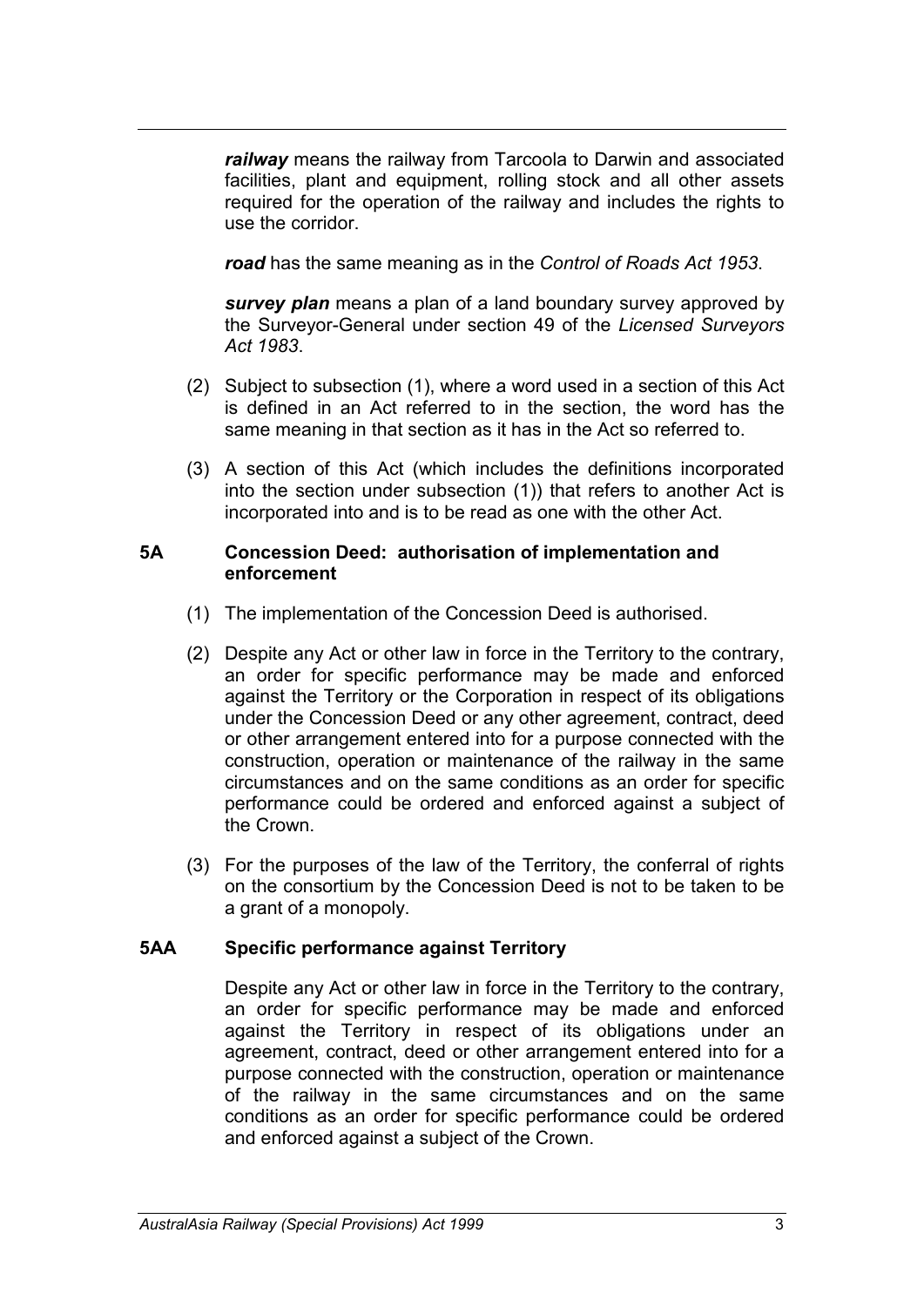***railway*** means the railway from Tarcoola to Darwin and associated facilities, plant and equipment, rolling stock and all other assets required for the operation of the railway and includes the rights to use the corridor.

***road*** has the same meaning as in the *Control of Roads Act 1953*.

***survey plan*** means a plan of a land boundary survey approved by the Surveyor-General under section 49 of the *Licensed Surveyors Act 1983*.

(2) Subject to subsection (1), where a word used in a section of this Act is defined in an Act referred to in the section, the word has the same meaning in that section as it has in the Act so referred to.

(3) A section of this Act (which includes the definitions incorporated into the section under subsection (1)) that refers to another Act is incorporated into and is to be read as one with the other Act.

### 5A Concession Deed: authorisation of implementation and enforcement

(1) The implementation of the Concession Deed is authorised.

(2) Despite any Act or other law in force in the Territory to the contrary, an order for specific performance may be made and enforced against the Territory or the Corporation in respect of its obligations under the Concession Deed or any other agreement, contract, deed or other arrangement entered into for a purpose connected with the construction, operation or maintenance of the railway in the same circumstances and on the same conditions as an order for specific performance could be ordered and enforced against a subject of the Crown.

(3) For the purposes of the law of the Territory, the conferral of rights on the consortium by the Concession Deed is not to be taken to be a grant of a monopoly.

### 5AA Specific performance against Territory

Despite any Act or other law in force in the Territory to the contrary, an order for specific performance may be made and enforced against the Territory in respect of its obligations under an agreement, contract, deed or other arrangement entered into for a purpose connected with the construction, operation or maintenance of the railway in the same circumstances and on the same conditions as an order for specific performance could be ordered and enforced against a subject of the Crown.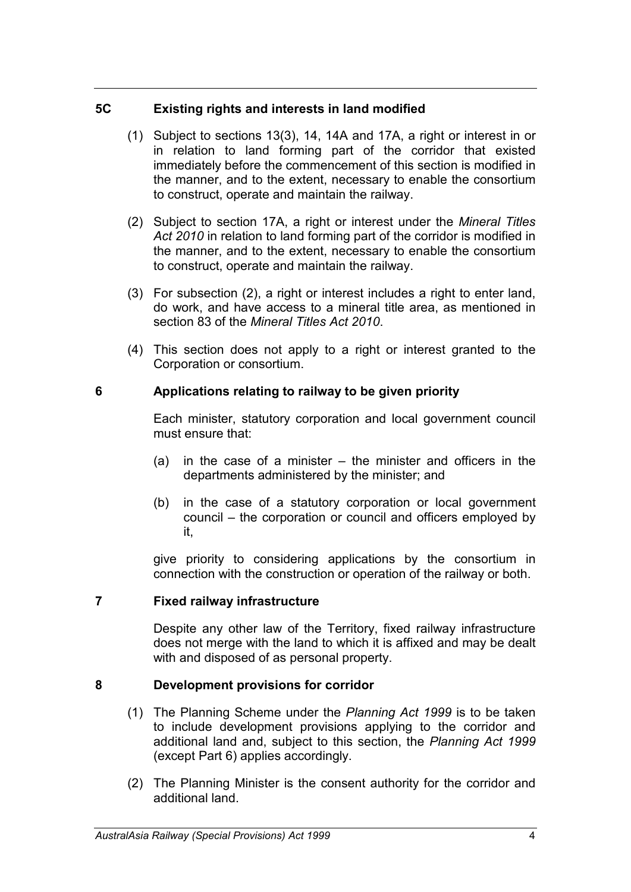### 5C Existing rights and interests in land modified

(1) Subject to sections 13(3), 14, 14A and 17A, a right or interest in or in relation to land forming part of the corridor that existed immediately before the commencement of this section is modified in the manner, and to the extent, necessary to enable the consortium to construct, operate and maintain the railway.

(2) Subject to section 17A, a right or interest under the *Mineral Titles Act 2010* in relation to land forming part of the corridor is modified in the manner, and to the extent, necessary to enable the consortium to construct, operate and maintain the railway.

(3) For subsection (2), a right or interest includes a right to enter land, do work, and have access to a mineral title area, as mentioned in section 83 of the *Mineral Titles Act 2010*.

(4) This section does not apply to a right or interest granted to the Corporation or consortium.

### 6 Applications relating to railway to be given priority

Each minister, statutory corporation and local government council must ensure that:

(a) in the case of a minister – the minister and officers in the departments administered by the minister; and

(b) in the case of a statutory corporation or local government council – the corporation or council and officers employed by it,

give priority to considering applications by the consortium in connection with the construction or operation of the railway or both.

### 7 Fixed railway infrastructure

Despite any other law of the Territory, fixed railway infrastructure does not merge with the land to which it is affixed and may be dealt with and disposed of as personal property.

### 8 Development provisions for corridor

(1) The Planning Scheme under the *Planning Act 1999* is to be taken to include development provisions applying to the corridor and additional land and, subject to this section, the *Planning Act 1999* (except Part 6) applies accordingly.

(2) The Planning Minister is the consent authority for the corridor and additional land.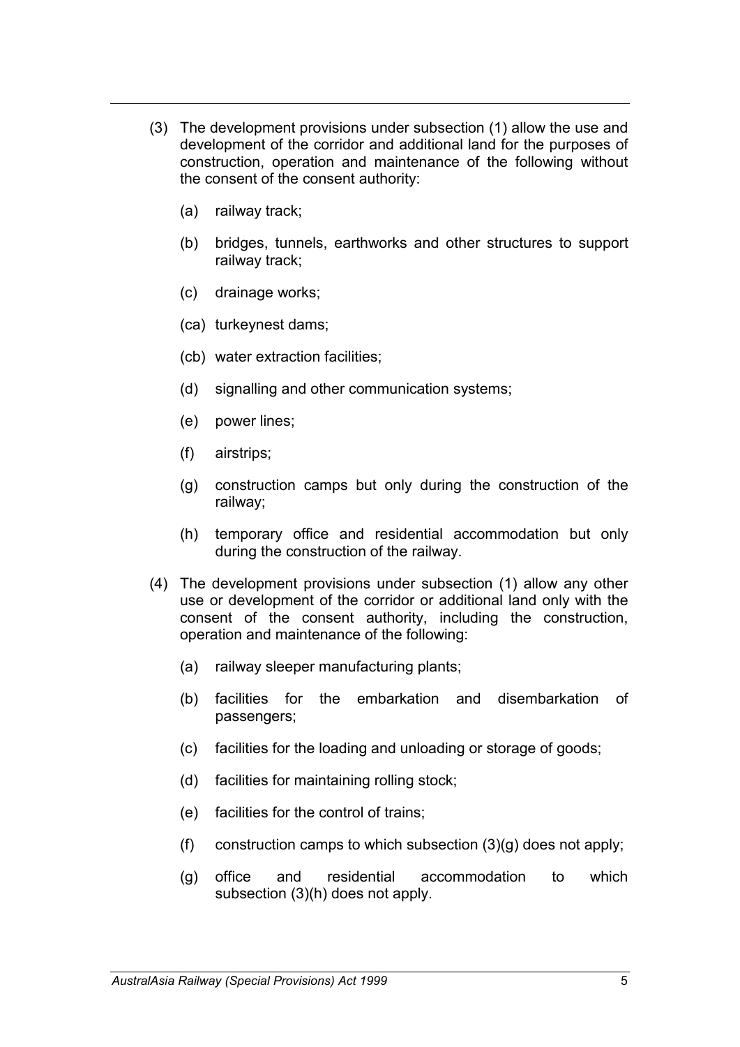(3) The development provisions under subsection (1) allow the use and development of the corridor and additional land for the purposes of construction, operation and maintenance of the following without the consent of the consent authority:

(a) railway track;

(b) bridges, tunnels, earthworks and other structures to support railway track;

(c) drainage works;

(ca) turkeynest dams;

(cb) water extraction facilities;

(d) signalling and other communication systems;

(e) power lines;

(f) airstrips;

(g) construction camps but only during the construction of the railway;

(h) temporary office and residential accommodation but only during the construction of the railway.

(4) The development provisions under subsection (1) allow any other use or development of the corridor or additional land only with the consent of the consent authority, including the construction, operation and maintenance of the following:

(a) railway sleeper manufacturing plants;

(b) facilities for the embarkation and disembarkation of passengers;

(c) facilities for the loading and unloading or storage of goods;

(d) facilities for maintaining rolling stock;

(e) facilities for the control of trains;

(f) construction camps to which subsection (3)(g) does not apply;

(g) office and residential accommodation to which subsection (3)(h) does not apply.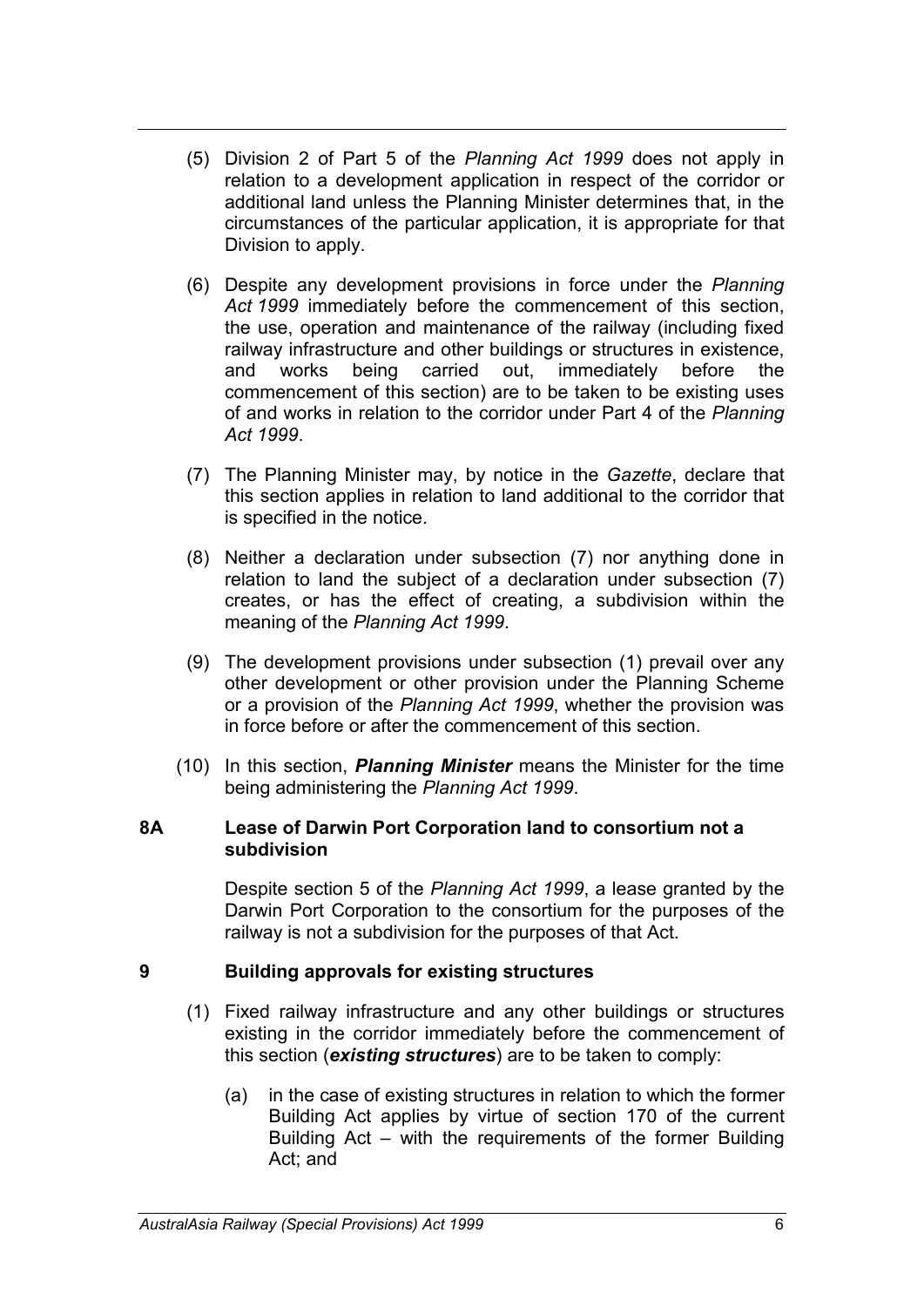(5) Division 2 of Part 5 of the *Planning Act 1999* does not apply in relation to a development application in respect of the corridor or additional land unless the Planning Minister determines that, in the circumstances of the particular application, it is appropriate for that Division to apply.

(6) Despite any development provisions in force under the *Planning Act 1999* immediately before the commencement of this section, the use, operation and maintenance of the railway (including fixed railway infrastructure and other buildings or structures in existence, and works being carried out, immediately before the commencement of this section) are to be taken to be existing uses of and works in relation to the corridor under Part 4 of the *Planning Act 1999*.

(7) The Planning Minister may, by notice in the *Gazette*, declare that this section applies in relation to land additional to the corridor that is specified in the notice.

(8) Neither a declaration under subsection (7) nor anything done in relation to land the subject of a declaration under subsection (7) creates, or has the effect of creating, a subdivision within the meaning of the *Planning Act 1999*.

(9) The development provisions under subsection (1) prevail over any other development or other provision under the Planning Scheme or a provision of the *Planning Act 1999*, whether the provision was in force before or after the commencement of this section.

(10) In this section, ***Planning Minister*** means the Minister for the time being administering the *Planning Act 1999*.

**8A Lease of Darwin Port Corporation land to consortium not a subdivision**

Despite section 5 of the *Planning Act 1999*, a lease granted by the Darwin Port Corporation to the consortium for the purposes of the railway is not a subdivision for the purposes of that Act.

**9 Building approvals for existing structures**

(1) Fixed railway infrastructure and any other buildings or structures existing in the corridor immediately before the commencement of this section (***existing structures***) are to be taken to comply:

(a) in the case of existing structures in relation to which the former Building Act applies by virtue of section 170 of the current Building Act – with the requirements of the former Building Act; and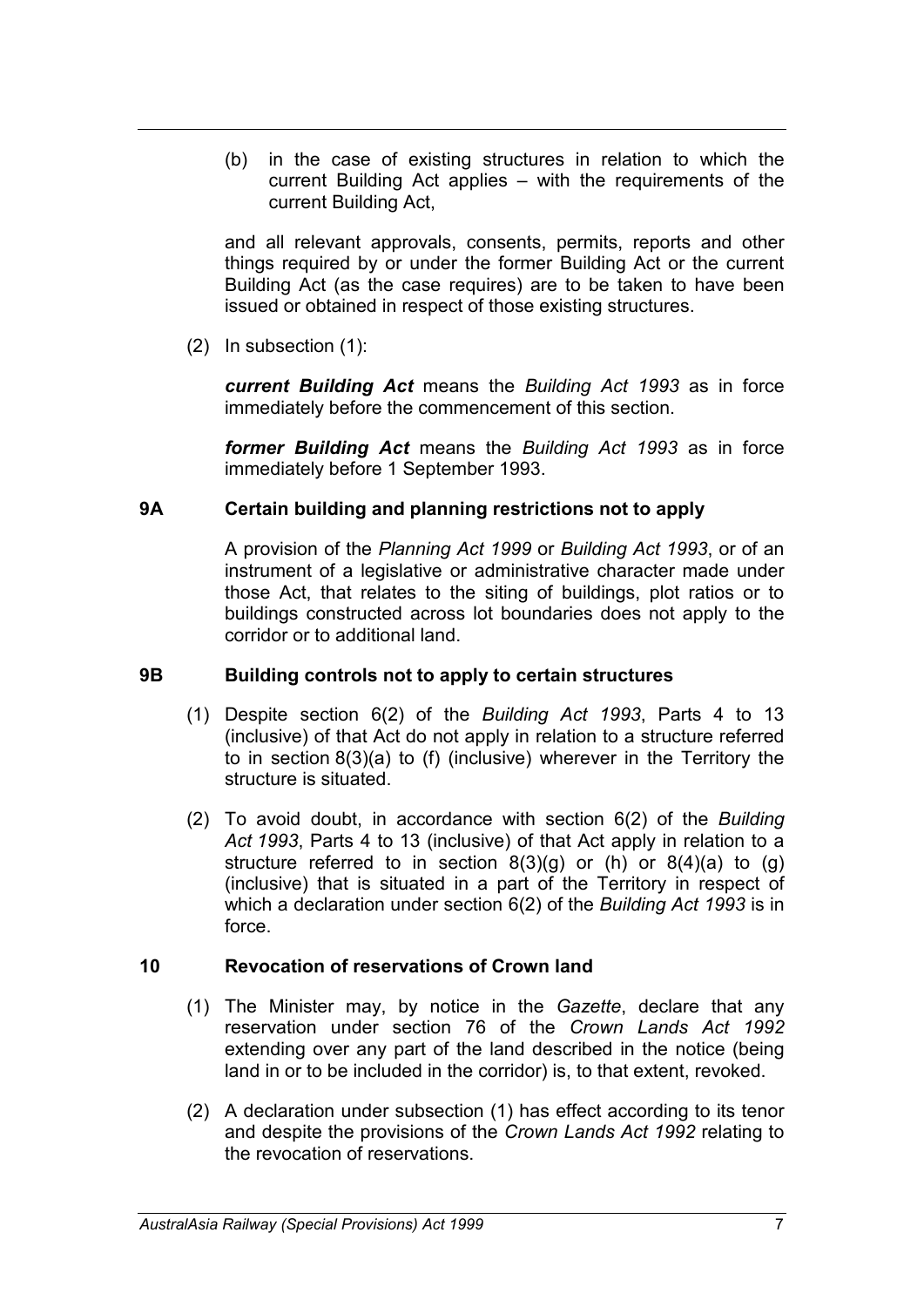(b) in the case of existing structures in relation to which the current Building Act applies – with the requirements of the current Building Act,

and all relevant approvals, consents, permits, reports and other things required by or under the former Building Act or the current Building Act (as the case requires) are to be taken to have been issued or obtained in respect of those existing structures.

(2) In subsection (1):

***current Building Act*** means the *Building Act 1993* as in force immediately before the commencement of this section.

***former Building Act*** means the *Building Act 1993* as in force immediately before 1 September 1993.

### 9A Certain building and planning restrictions not to apply

A provision of the *Planning Act 1999* or *Building Act 1993*, or of an instrument of a legislative or administrative character made under those Act, that relates to the siting of buildings, plot ratios or to buildings constructed across lot boundaries does not apply to the corridor or to additional land.

### 9B Building controls not to apply to certain structures

(1) Despite section 6(2) of the *Building Act 1993*, Parts 4 to 13 (inclusive) of that Act do not apply in relation to a structure referred to in section 8(3)(a) to (f) (inclusive) wherever in the Territory the structure is situated.

(2) To avoid doubt, in accordance with section 6(2) of the *Building Act 1993*, Parts 4 to 13 (inclusive) of that Act apply in relation to a structure referred to in section 8(3)(g) or (h) or 8(4)(a) to (g) (inclusive) that is situated in a part of the Territory in respect of which a declaration under section 6(2) of the *Building Act 1993* is in force.

### 10 Revocation of reservations of Crown land

(1) The Minister may, by notice in the *Gazette*, declare that any reservation under section 76 of the *Crown Lands Act 1992* extending over any part of the land described in the notice (being land in or to be included in the corridor) is, to that extent, revoked.

(2) A declaration under subsection (1) has effect according to its tenor and despite the provisions of the *Crown Lands Act 1992* relating to the revocation of reservations.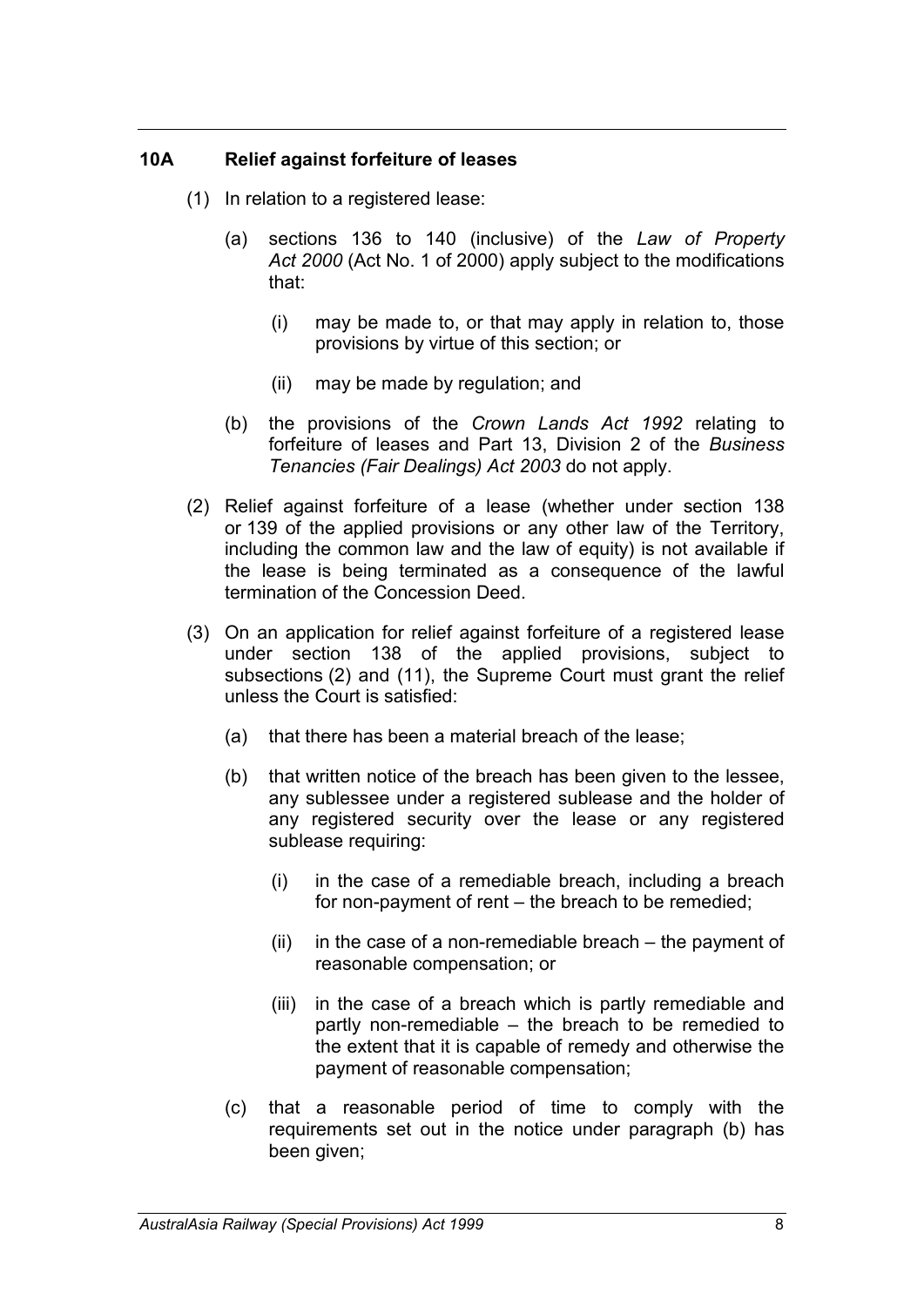### 10A Relief against forfeiture of leases

(1) In relation to a registered lease:

(a) sections 136 to 140 (inclusive) of the *Law of Property Act 2000* (Act No. 1 of 2000) apply subject to the modifications that:

(i) may be made to, or that may apply in relation to, those provisions by virtue of this section; or

(ii) may be made by regulation; and

(b) the provisions of the *Crown Lands Act 1992* relating to forfeiture of leases and Part 13, Division 2 of the *Business Tenancies (Fair Dealings) Act 2003* do not apply.

(2) Relief against forfeiture of a lease (whether under section 138 or 139 of the applied provisions or any other law of the Territory, including the common law and the law of equity) is not available if the lease is being terminated as a consequence of the lawful termination of the Concession Deed.

(3) On an application for relief against forfeiture of a registered lease under section 138 of the applied provisions, subject to subsections (2) and (11), the Supreme Court must grant the relief unless the Court is satisfied:

(a) that there has been a material breach of the lease;

(b) that written notice of the breach has been given to the lessee, any sublessee under a registered sublease and the holder of any registered security over the lease or any registered sublease requiring:

(i) in the case of a remediable breach, including a breach for non-payment of rent – the breach to be remedied;

(ii) in the case of a non-remediable breach – the payment of reasonable compensation; or

(iii) in the case of a breach which is partly remediable and partly non-remediable – the breach to be remedied to the extent that it is capable of remedy and otherwise the payment of reasonable compensation;

(c) that a reasonable period of time to comply with the requirements set out in the notice under paragraph (b) has been given;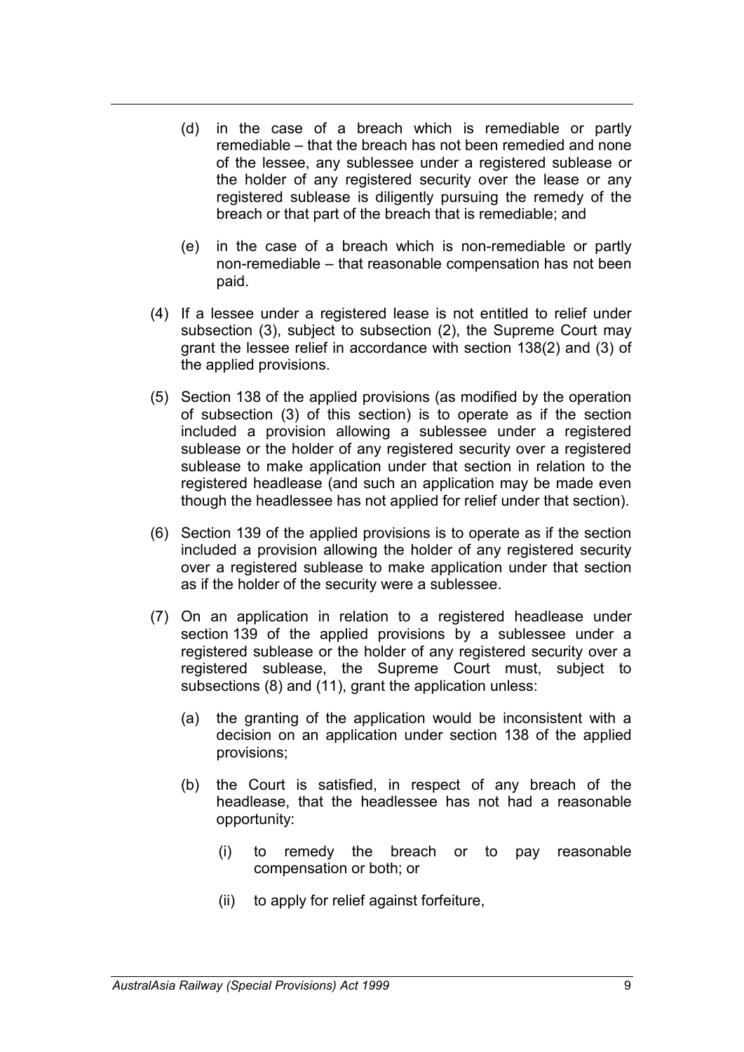(d) in the case of a breach which is remediable or partly remediable – that the breach has not been remedied and none of the lessee, any sublessee under a registered sublease or the holder of any registered security over the lease or any registered sublease is diligently pursuing the remedy of the breach or that part of the breach that is remediable; and

(e) in the case of a breach which is non-remediable or partly non-remediable – that reasonable compensation has not been paid.

(4) If a lessee under a registered lease is not entitled to relief under subsection (3), subject to subsection (2), the Supreme Court may grant the lessee relief in accordance with section 138(2) and (3) of the applied provisions.

(5) Section 138 of the applied provisions (as modified by the operation of subsection (3) of this section) is to operate as if the section included a provision allowing a sublessee under a registered sublease or the holder of any registered security over a registered sublease to make application under that section in relation to the registered headlease (and such an application may be made even though the headlessee has not applied for relief under that section).

(6) Section 139 of the applied provisions is to operate as if the section included a provision allowing the holder of any registered security over a registered sublease to make application under that section as if the holder of the security were a sublessee.

(7) On an application in relation to a registered headlease under section 139 of the applied provisions by a sublessee under a registered sublease or the holder of any registered security over a registered sublease, the Supreme Court must, subject to subsections (8) and (11), grant the application unless:

(a) the granting of the application would be inconsistent with a decision on an application under section 138 of the applied provisions;

(b) the Court is satisfied, in respect of any breach of the headlease, that the headlessee has not had a reasonable opportunity:

(i) to remedy the breach or to pay reasonable compensation or both; or

(ii) to apply for relief against forfeiture,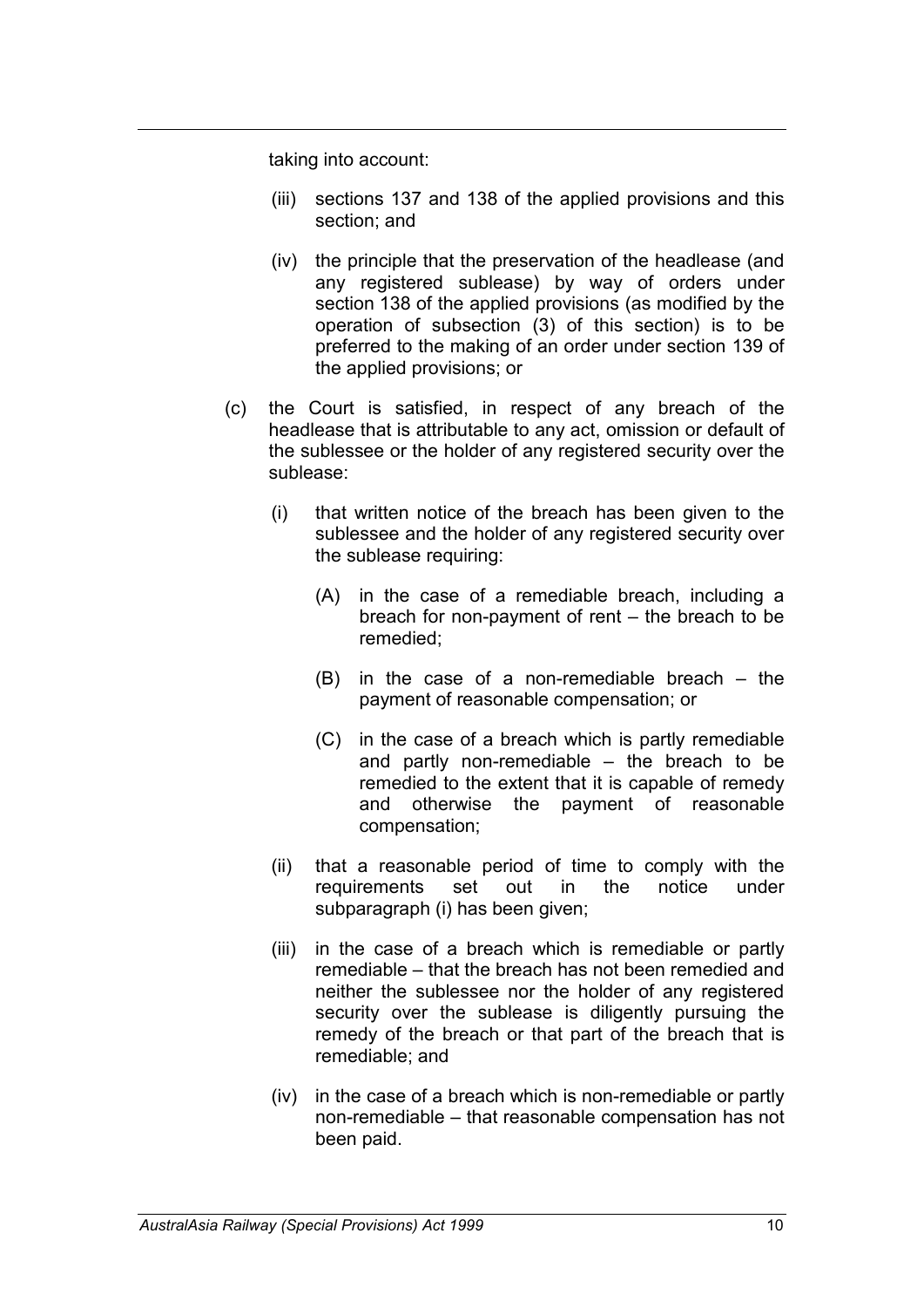taking into account:

- (iii) sections 137 and 138 of the applied provisions and this section; and
- (iv) the principle that the preservation of the headlease (and any registered sublease) by way of orders under section 138 of the applied provisions (as modified by the operation of subsection (3) of this section) is to be preferred to the making of an order under section 139 of the applied provisions; or

(c) the Court is satisfied, in respect of any breach of the headlease that is attributable to any act, omission or default of the sublessee or the holder of any registered security over the sublease:

- (i) that written notice of the breach has been given to the sublessee and the holder of any registered security over the sublease requiring:
  - (A) in the case of a remediable breach, including a breach for non-payment of rent – the breach to be remedied;
  - (B) in the case of a non-remediable breach – the payment of reasonable compensation; or
  - (C) in the case of a breach which is partly remediable and partly non-remediable – the breach to be remedied to the extent that it is capable of remedy and otherwise the payment of reasonable compensation;
- (ii) that a reasonable period of time to comply with the requirements set out in the notice under subparagraph (i) has been given;
- (iii) in the case of a breach which is remediable or partly remediable – that the breach has not been remedied and neither the sublessee nor the holder of any registered security over the sublease is diligently pursuing the remedy of the breach or that part of the breach that is remediable; and
- (iv) in the case of a breach which is non-remediable or partly non-remediable – that reasonable compensation has not been paid.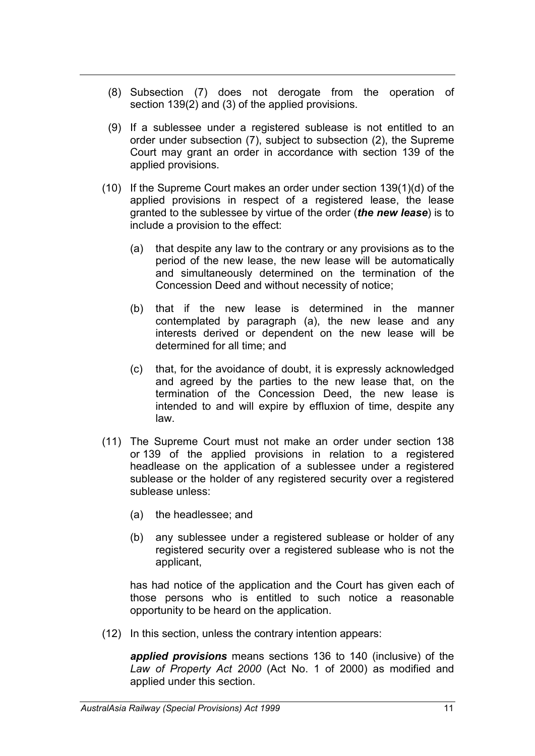(8) Subsection (7) does not derogate from the operation of section 139(2) and (3) of the applied provisions.

(9) If a sublessee under a registered sublease is not entitled to an order under subsection (7), subject to subsection (2), the Supreme Court may grant an order in accordance with section 139 of the applied provisions.

(10) If the Supreme Court makes an order under section 139(1)(d) of the applied provisions in respect of a registered lease, the lease granted to the sublessee by virtue of the order (***the new lease***) is to include a provision to the effect:

(a) that despite any law to the contrary or any provisions as to the period of the new lease, the new lease will be automatically and simultaneously determined on the termination of the Concession Deed and without necessity of notice;

(b) that if the new lease is determined in the manner contemplated by paragraph (a), the new lease and any interests derived or dependent on the new lease will be determined for all time; and

(c) that, for the avoidance of doubt, it is expressly acknowledged and agreed by the parties to the new lease that, on the termination of the Concession Deed, the new lease is intended to and will expire by effluxion of time, despite any law.

(11) The Supreme Court must not make an order under section 138 or 139 of the applied provisions in relation to a registered headlease on the application of a sublessee under a registered sublease or the holder of any registered security over a registered sublease unless:

(a) the headlessee; and

(b) any sublessee under a registered sublease or holder of any registered security over a registered sublease who is not the applicant,

has had notice of the application and the Court has given each of those persons who is entitled to such notice a reasonable opportunity to be heard on the application.

(12) In this section, unless the contrary intention appears:

***applied provisions*** means sections 136 to 140 (inclusive) of the *Law of Property Act 2000* (Act No. 1 of 2000) as modified and applied under this section.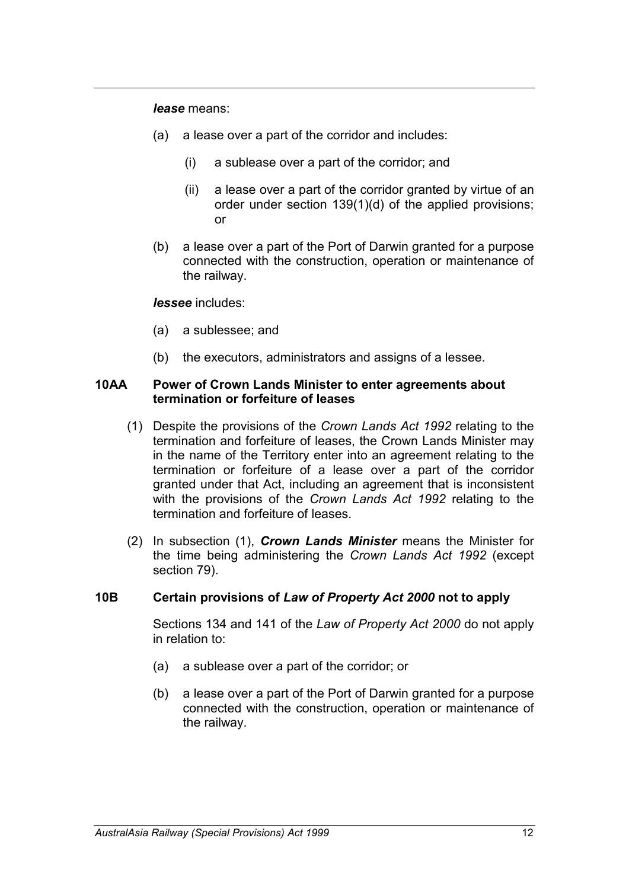***lease*** means:

(a) a lease over a part of the corridor and includes:

(i) a sublease over a part of the corridor; and

(ii) a lease over a part of the corridor granted by virtue of an order under section 139(1)(d) of the applied provisions; or

(b) a lease over a part of the Port of Darwin granted for a purpose connected with the construction, operation or maintenance of the railway.

***lessee*** includes:

(a) a sublessee; and

(b) the executors, administrators and assigns of a lessee.

### 10AA Power of Crown Lands Minister to enter agreements about termination or forfeiture of leases

(1) Despite the provisions of the *Crown Lands Act 1992* relating to the termination and forfeiture of leases, the Crown Lands Minister may in the name of the Territory enter into an agreement relating to the termination or forfeiture of a lease over a part of the corridor granted under that Act, including an agreement that is inconsistent with the provisions of the *Crown Lands Act 1992* relating to the termination and forfeiture of leases.

(2) In subsection (1), ***Crown Lands Minister*** means the Minister for the time being administering the *Crown Lands Act 1992* (except section 79).

### 10B Certain provisions of *Law of Property Act 2000* not to apply

Sections 134 and 141 of the *Law of Property Act 2000* do not apply in relation to:

(a) a sublease over a part of the corridor; or

(b) a lease over a part of the Port of Darwin granted for a purpose connected with the construction, operation or maintenance of the railway.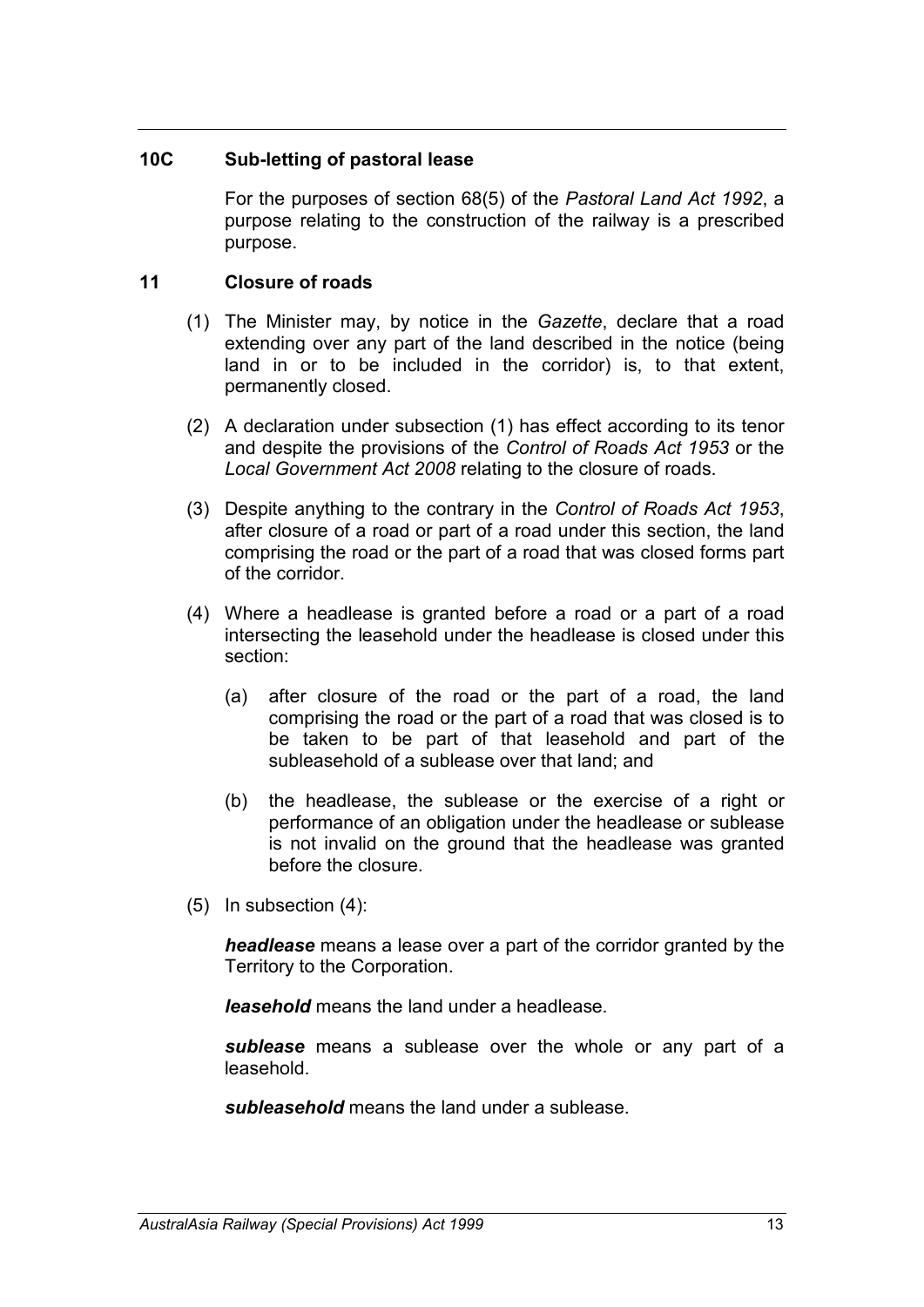### 10C Sub-letting of pastoral lease

For the purposes of section 68(5) of the *Pastoral Land Act 1992*, a purpose relating to the construction of the railway is a prescribed purpose.

### 11 Closure of roads

(1) The Minister may, by notice in the *Gazette*, declare that a road extending over any part of the land described in the notice (being land in or to be included in the corridor) is, to that extent, permanently closed.

(2) A declaration under subsection (1) has effect according to its tenor and despite the provisions of the *Control of Roads Act 1953* or the *Local Government Act 2008* relating to the closure of roads.

(3) Despite anything to the contrary in the *Control of Roads Act 1953*, after closure of a road or part of a road under this section, the land comprising the road or the part of a road that was closed forms part of the corridor.

(4) Where a headlease is granted before a road or a part of a road intersecting the leasehold under the headlease is closed under this section:

(a) after closure of the road or the part of a road, the land comprising the road or the part of a road that was closed is to be taken to be part of that leasehold and part of the subleasehold of a sublease over that land; and

(b) the headlease, the sublease or the exercise of a right or performance of an obligation under the headlease or sublease is not invalid on the ground that the headlease was granted before the closure.

(5) In subsection (4):

***headlease*** means a lease over a part of the corridor granted by the Territory to the Corporation.

***leasehold*** means the land under a headlease.

***sublease*** means a sublease over the whole or any part of a leasehold.

***subleasehold*** means the land under a sublease.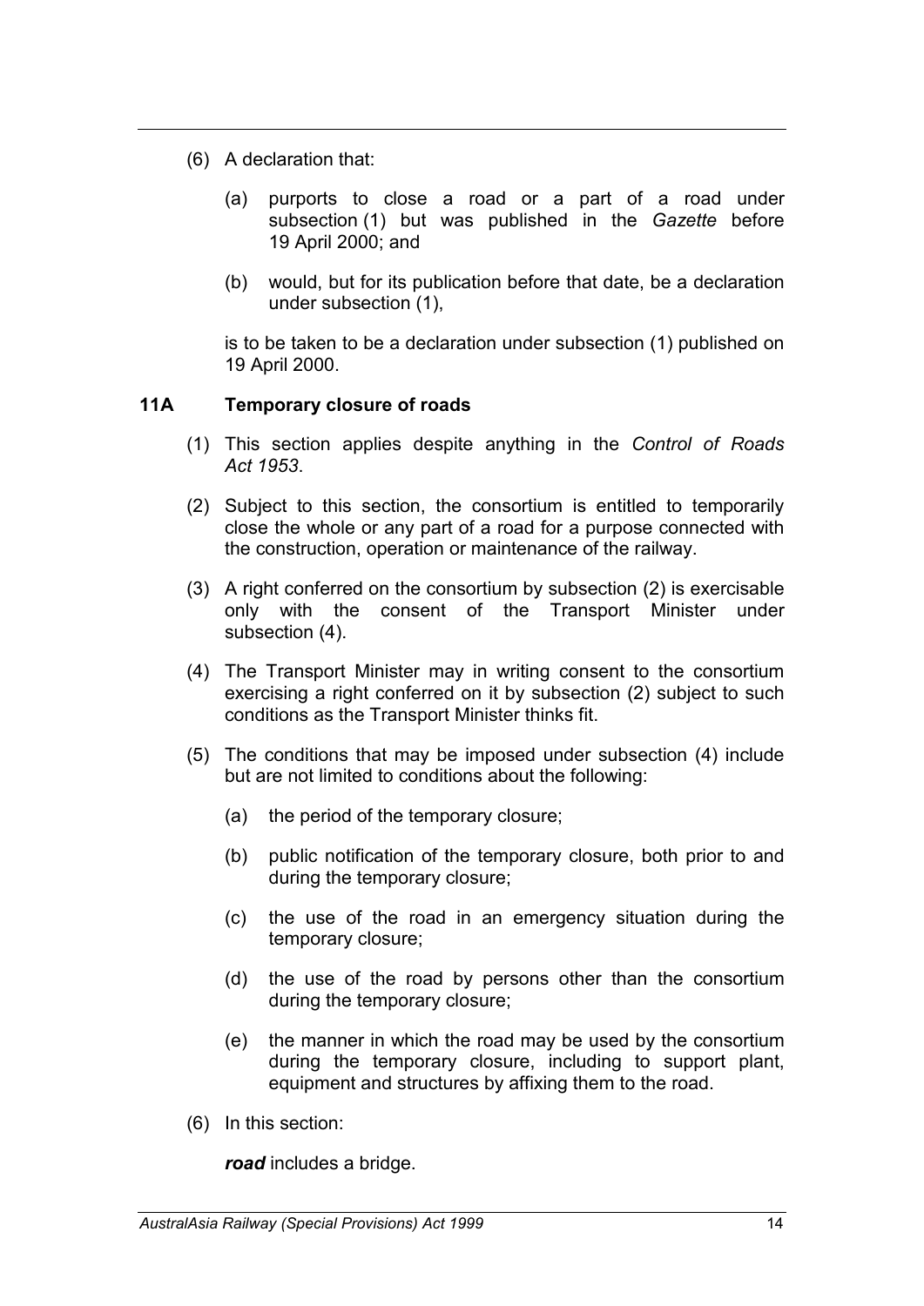(6) A declaration that:

(a) purports to close a road or a part of a road under subsection (1) but was published in the *Gazette* before 19 April 2000; and

(b) would, but for its publication before that date, be a declaration under subsection (1),

is to be taken to be a declaration under subsection (1) published on 19 April 2000.

### 11A Temporary closure of roads

(1) This section applies despite anything in the *Control of Roads Act 1953*.

(2) Subject to this section, the consortium is entitled to temporarily close the whole or any part of a road for a purpose connected with the construction, operation or maintenance of the railway.

(3) A right conferred on the consortium by subsection (2) is exercisable only with the consent of the Transport Minister under subsection (4).

(4) The Transport Minister may in writing consent to the consortium exercising a right conferred on it by subsection (2) subject to such conditions as the Transport Minister thinks fit.

(5) The conditions that may be imposed under subsection (4) include but are not limited to conditions about the following:

(a) the period of the temporary closure;

(b) public notification of the temporary closure, both prior to and during the temporary closure;

(c) the use of the road in an emergency situation during the temporary closure;

(d) the use of the road by persons other than the consortium during the temporary closure;

(e) the manner in which the road may be used by the consortium during the temporary closure, including to support plant, equipment and structures by affixing them to the road.

(6) In this section:

***road*** includes a bridge.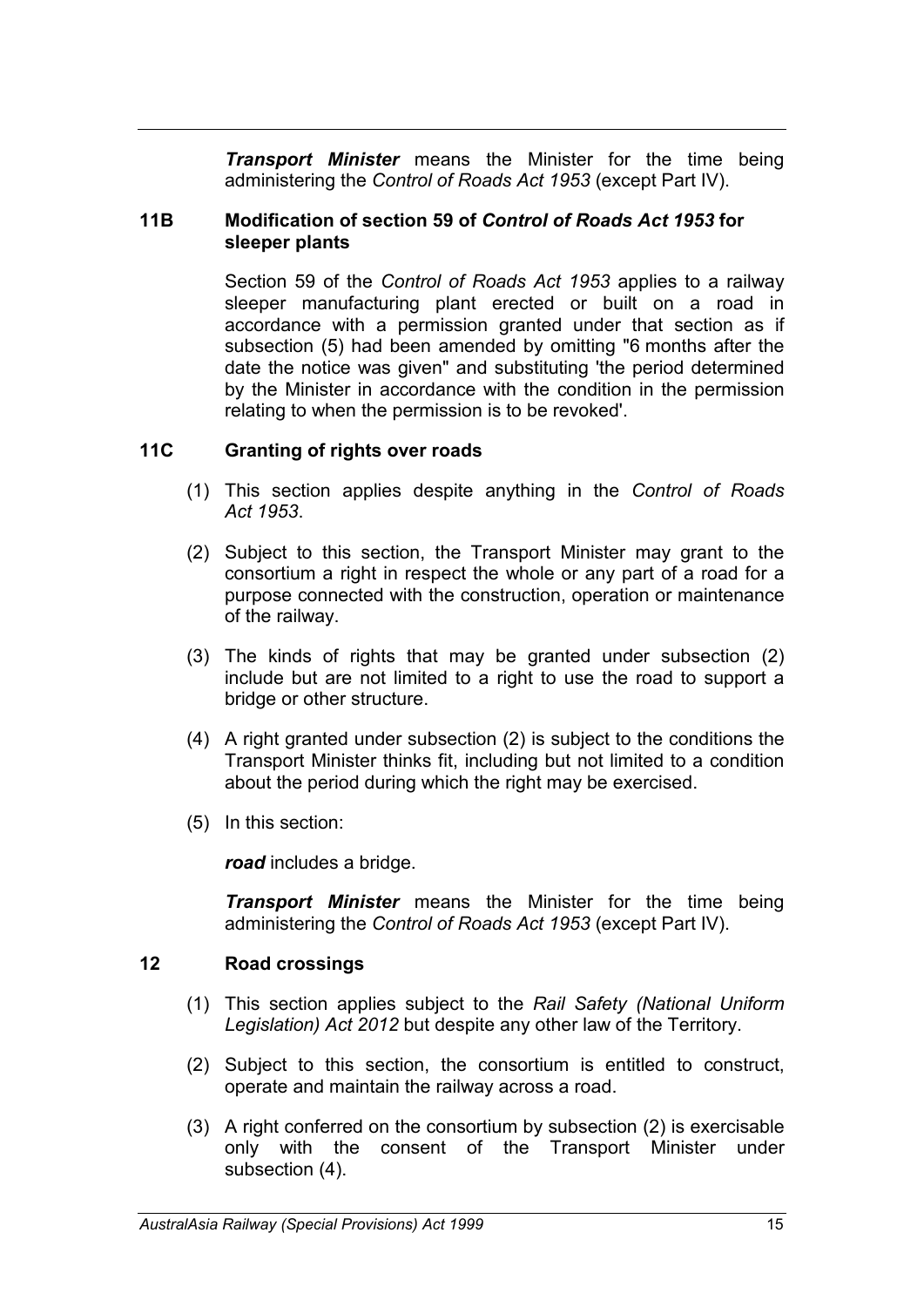***Transport Minister*** means the Minister for the time being administering the *Control of Roads Act 1953* (except Part IV).

### 11B Modification of section 59 of *Control of Roads Act 1953* for sleeper plants

Section 59 of the *Control of Roads Act 1953* applies to a railway sleeper manufacturing plant erected or built on a road in accordance with a permission granted under that section as if subsection (5) had been amended by omitting "6 months after the date the notice was given" and substituting 'the period determined by the Minister in accordance with the condition in the permission relating to when the permission is to be revoked'.

### 11C Granting of rights over roads

(1) This section applies despite anything in the *Control of Roads Act 1953*.

(2) Subject to this section, the Transport Minister may grant to the consortium a right in respect the whole or any part of a road for a purpose connected with the construction, operation or maintenance of the railway.

(3) The kinds of rights that may be granted under subsection (2) include but are not limited to a right to use the road to support a bridge or other structure.

(4) A right granted under subsection (2) is subject to the conditions the Transport Minister thinks fit, including but not limited to a condition about the period during which the right may be exercised.

(5) In this section:

***road*** includes a bridge.

***Transport Minister*** means the Minister for the time being administering the *Control of Roads Act 1953* (except Part IV).

### 12 Road crossings

(1) This section applies subject to the *Rail Safety (National Uniform Legislation) Act 2012* but despite any other law of the Territory.

(2) Subject to this section, the consortium is entitled to construct, operate and maintain the railway across a road.

(3) A right conferred on the consortium by subsection (2) is exercisable only with the consent of the Transport Minister under subsection (4).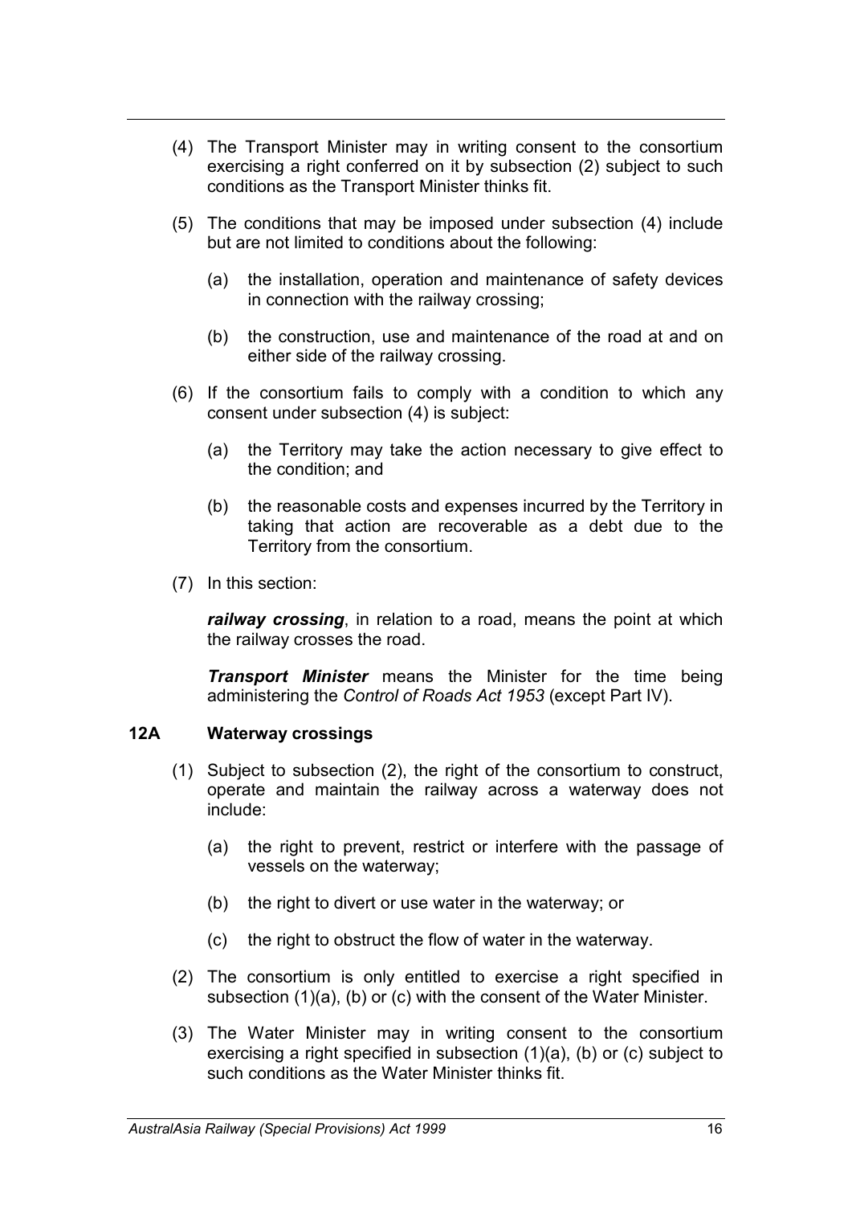(4) The Transport Minister may in writing consent to the consortium exercising a right conferred on it by subsection (2) subject to such conditions as the Transport Minister thinks fit.

(5) The conditions that may be imposed under subsection (4) include but are not limited to conditions about the following:

(a) the installation, operation and maintenance of safety devices in connection with the railway crossing;

(b) the construction, use and maintenance of the road at and on either side of the railway crossing.

(6) If the consortium fails to comply with a condition to which any consent under subsection (4) is subject:

(a) the Territory may take the action necessary to give effect to the condition; and

(b) the reasonable costs and expenses incurred by the Territory in taking that action are recoverable as a debt due to the Territory from the consortium.

(7) In this section:

***railway crossing***, in relation to a road, means the point at which the railway crosses the road.

***Transport Minister*** means the Minister for the time being administering the *Control of Roads Act 1953* (except Part IV).

### 12A Waterway crossings

(1) Subject to subsection (2), the right of the consortium to construct, operate and maintain the railway across a waterway does not include:

(a) the right to prevent, restrict or interfere with the passage of vessels on the waterway;

(b) the right to divert or use water in the waterway; or

(c) the right to obstruct the flow of water in the waterway.

(2) The consortium is only entitled to exercise a right specified in subsection (1)(a), (b) or (c) with the consent of the Water Minister.

(3) The Water Minister may in writing consent to the consortium exercising a right specified in subsection (1)(a), (b) or (c) subject to such conditions as the Water Minister thinks fit.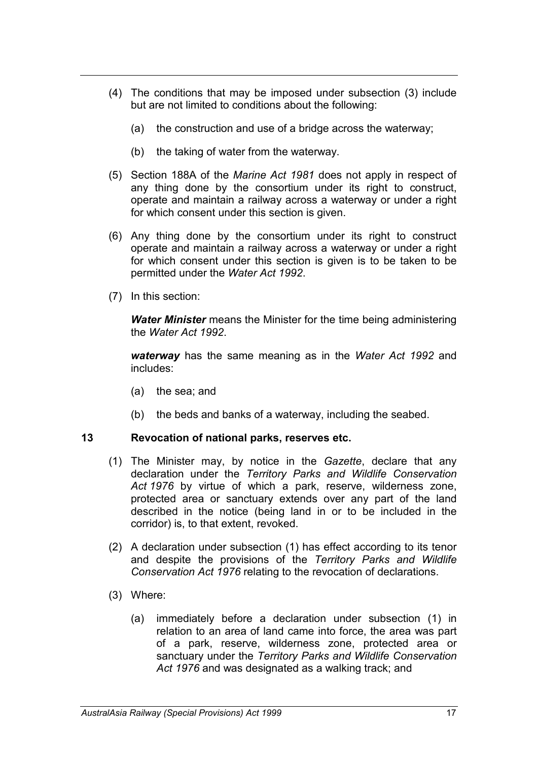(4) The conditions that may be imposed under subsection (3) include but are not limited to conditions about the following:

(a) the construction and use of a bridge across the waterway;

(b) the taking of water from the waterway.

(5) Section 188A of the *Marine Act 1981* does not apply in respect of any thing done by the consortium under its right to construct, operate and maintain a railway across a waterway or under a right for which consent under this section is given.

(6) Any thing done by the consortium under its right to construct operate and maintain a railway across a waterway or under a right for which consent under this section is given is to be taken to be permitted under the *Water Act 1992*.

(7) In this section:

***Water Minister*** means the Minister for the time being administering the *Water Act 1992*.

***waterway*** has the same meaning as in the *Water Act 1992* and includes:

(a) the sea; and

(b) the beds and banks of a waterway, including the seabed.

## 13 Revocation of national parks, reserves etc.

(1) The Minister may, by notice in the *Gazette*, declare that any declaration under the *Territory Parks and Wildlife Conservation Act 1976* by virtue of which a park, reserve, wilderness zone, protected area or sanctuary extends over any part of the land described in the notice (being land in or to be included in the corridor) is, to that extent, revoked.

(2) A declaration under subsection (1) has effect according to its tenor and despite the provisions of the *Territory Parks and Wildlife Conservation Act 1976* relating to the revocation of declarations.

(3) Where:

(a) immediately before a declaration under subsection (1) in relation to an area of land came into force, the area was part of a park, reserve, wilderness zone, protected area or sanctuary under the *Territory Parks and Wildlife Conservation Act 1976* and was designated as a walking track; and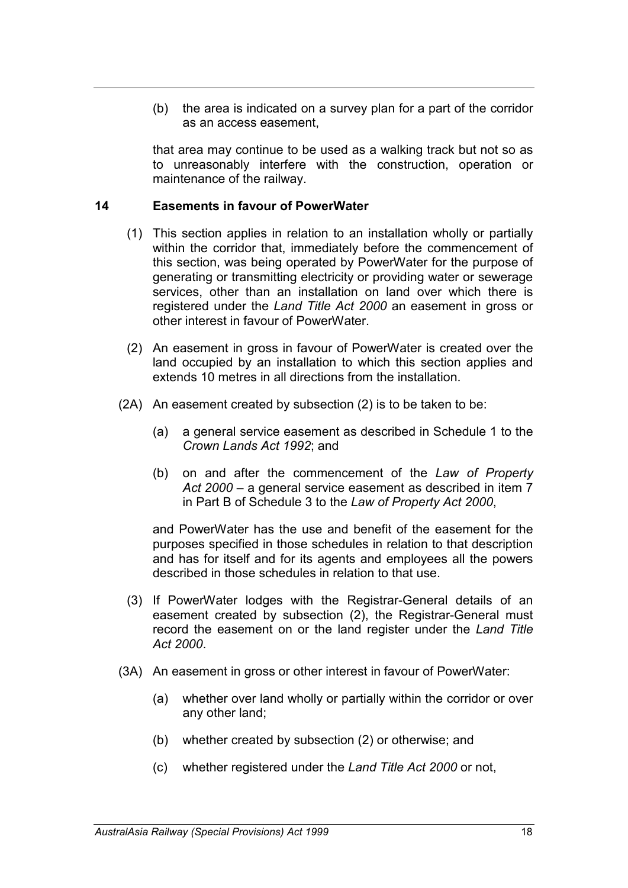(b) the area is indicated on a survey plan for a part of the corridor as an access easement,

that area may continue to be used as a walking track but not so as to unreasonably interfere with the construction, operation or maintenance of the railway.

## 14 Easements in favour of PowerWater

(1) This section applies in relation to an installation wholly or partially within the corridor that, immediately before the commencement of this section, was being operated by PowerWater for the purpose of generating or transmitting electricity or providing water or sewerage services, other than an installation on land over which there is registered under the *Land Title Act 2000* an easement in gross or other interest in favour of PowerWater.

(2) An easement in gross in favour of PowerWater is created over the land occupied by an installation to which this section applies and extends 10 metres in all directions from the installation.

(2A) An easement created by subsection (2) is to be taken to be:

(a) a general service easement as described in Schedule 1 to the *Crown Lands Act 1992*; and

(b) on and after the commencement of the *Law of Property Act 2000* – a general service easement as described in item 7 in Part B of Schedule 3 to the *Law of Property Act 2000*,

and PowerWater has the use and benefit of the easement for the purposes specified in those schedules in relation to that description and has for itself and for its agents and employees all the powers described in those schedules in relation to that use.

(3) If PowerWater lodges with the Registrar-General details of an easement created by subsection (2), the Registrar-General must record the easement on or the land register under the *Land Title Act 2000*.

(3A) An easement in gross or other interest in favour of PowerWater:

(a) whether over land wholly or partially within the corridor or over any other land;

(b) whether created by subsection (2) or otherwise; and

(c) whether registered under the *Land Title Act 2000* or not,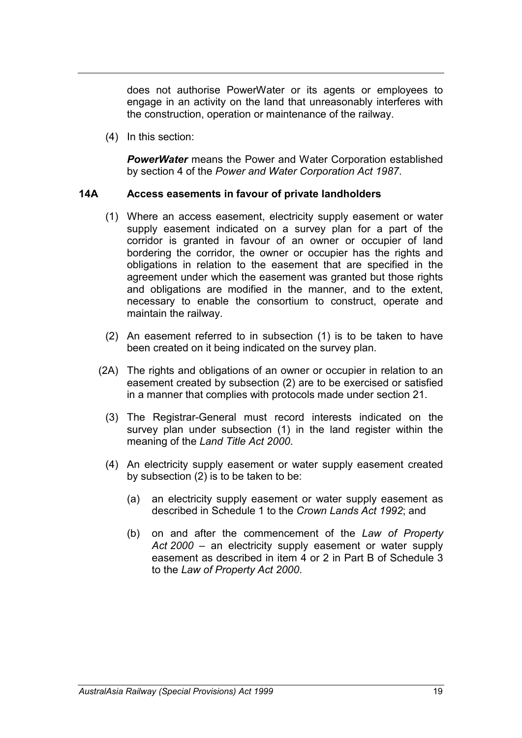does not authorise PowerWater or its agents or employees to engage in an activity on the land that unreasonably interferes with the construction, operation or maintenance of the railway.

(4) In this section:

***PowerWater*** means the Power and Water Corporation established by section 4 of the *Power and Water Corporation Act 1987*.

### 14A Access easements in favour of private landholders

(1) Where an access easement, electricity supply easement or water supply easement indicated on a survey plan for a part of the corridor is granted in favour of an owner or occupier of land bordering the corridor, the owner or occupier has the rights and obligations in relation to the easement that are specified in the agreement under which the easement was granted but those rights and obligations are modified in the manner, and to the extent, necessary to enable the consortium to construct, operate and maintain the railway.

(2) An easement referred to in subsection (1) is to be taken to have been created on it being indicated on the survey plan.

(2A) The rights and obligations of an owner or occupier in relation to an easement created by subsection (2) are to be exercised or satisfied in a manner that complies with protocols made under section 21.

(3) The Registrar-General must record interests indicated on the survey plan under subsection (1) in the land register within the meaning of the *Land Title Act 2000*.

(4) An electricity supply easement or water supply easement created by subsection (2) is to be taken to be:

(a) an electricity supply easement or water supply easement as described in Schedule 1 to the *Crown Lands Act 1992*; and

(b) on and after the commencement of the *Law of Property Act 2000* – an electricity supply easement or water supply easement as described in item 4 or 2 in Part B of Schedule 3 to the *Law of Property Act 2000*.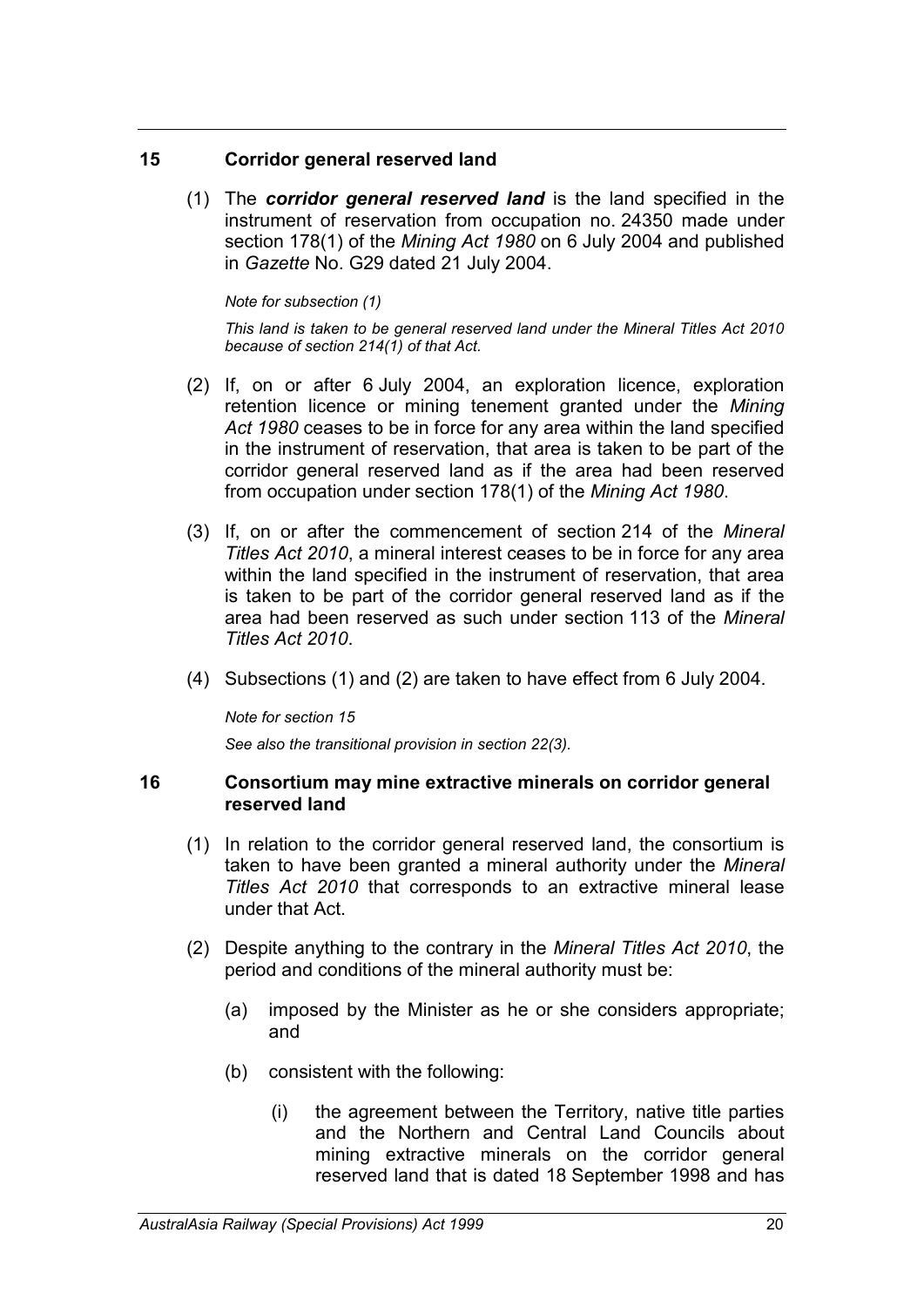## 15 Corridor general reserved land

(1) The ***corridor general reserved land*** is the land specified in the instrument of reservation from occupation no. 24350 made under section 178(1) of the *Mining Act 1980* on 6 July 2004 and published in *Gazette* No. G29 dated 21 July 2004.

*Note for subsection (1)*

*This land is taken to be general reserved land under the Mineral Titles Act 2010 because of section 214(1) of that Act.*

(2) If, on or after 6 July 2004, an exploration licence, exploration retention licence or mining tenement granted under the *Mining Act 1980* ceases to be in force for any area within the land specified in the instrument of reservation, that area is taken to be part of the corridor general reserved land as if the area had been reserved from occupation under section 178(1) of the *Mining Act 1980*.

(3) If, on or after the commencement of section 214 of the *Mineral Titles Act 2010*, a mineral interest ceases to be in force for any area within the land specified in the instrument of reservation, that area is taken to be part of the corridor general reserved land as if the area had been reserved as such under section 113 of the *Mineral Titles Act 2010*.

(4) Subsections (1) and (2) are taken to have effect from 6 July 2004.

*Note for section 15*

*See also the transitional provision in section 22(3).*

## 16 Consortium may mine extractive minerals on corridor general reserved land

(1) In relation to the corridor general reserved land, the consortium is taken to have been granted a mineral authority under the *Mineral Titles Act 2010* that corresponds to an extractive mineral lease under that Act.

(2) Despite anything to the contrary in the *Mineral Titles Act 2010*, the period and conditions of the mineral authority must be:

   (a) imposed by the Minister as he or she considers appropriate; and

   (b) consistent with the following:

      (i) the agreement between the Territory, native title parties and the Northern and Central Land Councils about mining extractive minerals on the corridor general reserved land that is dated 18 September 1998 and has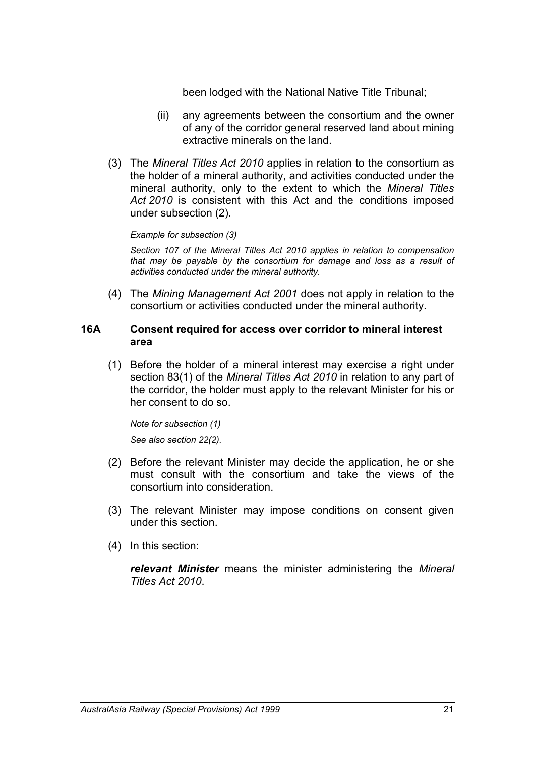been lodged with the National Native Title Tribunal;

(ii) any agreements between the consortium and the owner of any of the corridor general reserved land about mining extractive minerals on the land.

(3) The *Mineral Titles Act 2010* applies in relation to the consortium as the holder of a mineral authority, and activities conducted under the mineral authority, only to the extent to which the *Mineral Titles Act 2010* is consistent with this Act and the conditions imposed under subsection (2).

*Example for subsection (3)*

*Section 107 of the Mineral Titles Act 2010 applies in relation to compensation that may be payable by the consortium for damage and loss as a result of activities conducted under the mineral authority.*

(4) The *Mining Management Act 2001* does not apply in relation to the consortium or activities conducted under the mineral authority.

## 16A Consent required for access over corridor to mineral interest area

(1) Before the holder of a mineral interest may exercise a right under section 83(1) of the *Mineral Titles Act 2010* in relation to any part of the corridor, the holder must apply to the relevant Minister for his or her consent to do so.

*Note for subsection (1)*

*See also section 22(2).*

(2) Before the relevant Minister may decide the application, he or she must consult with the consortium and take the views of the consortium into consideration.

(3) The relevant Minister may impose conditions on consent given under this section.

(4) In this section:

***relevant Minister*** means the minister administering the *Mineral Titles Act 2010*.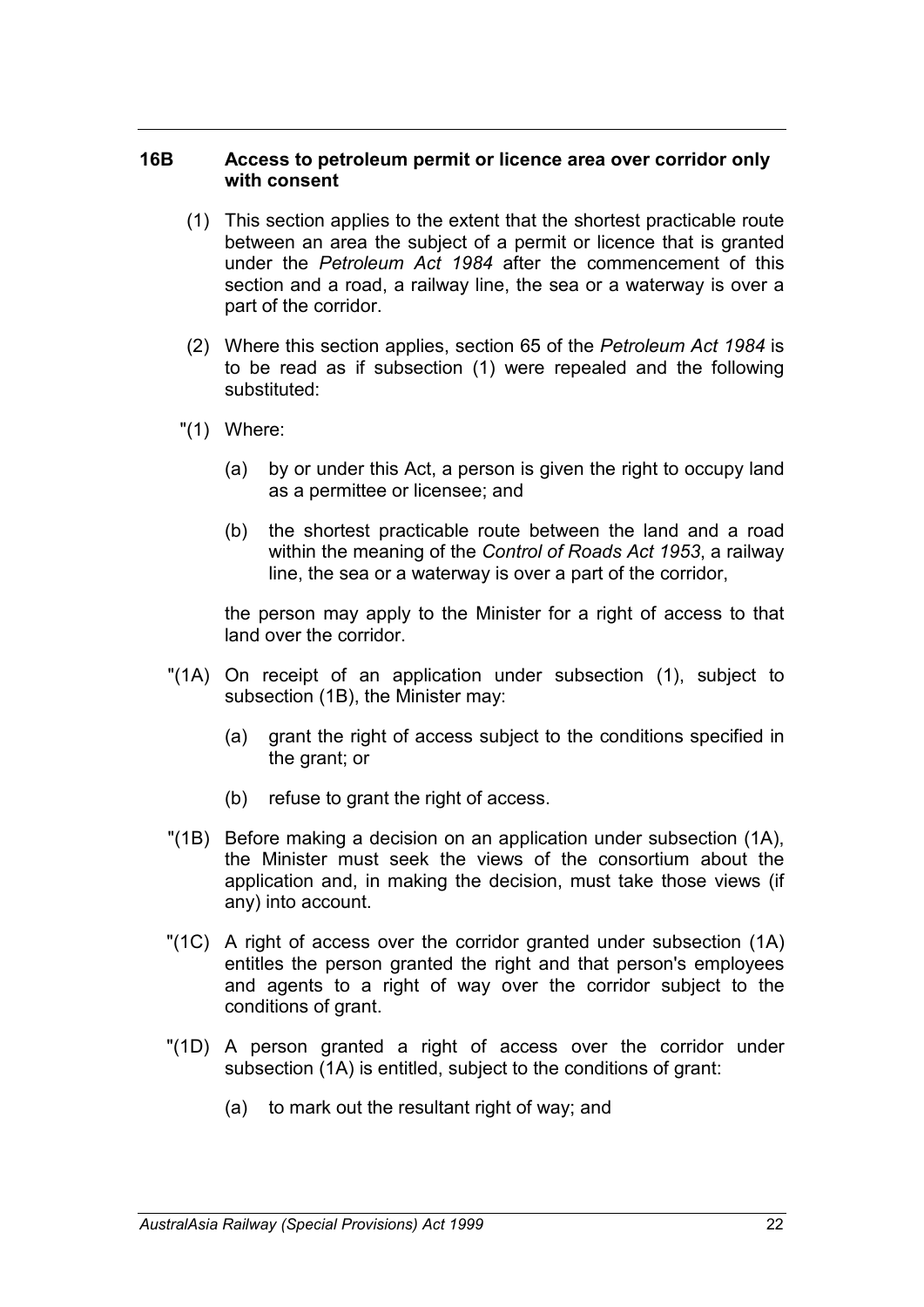### 16B Access to petroleum permit or licence area over corridor only with consent

(1) This section applies to the extent that the shortest practicable route between an area the subject of a permit or licence that is granted under the *Petroleum Act 1984* after the commencement of this section and a road, a railway line, the sea or a waterway is over a part of the corridor.

(2) Where this section applies, section 65 of the *Petroleum Act 1984* is to be read as if subsection (1) were repealed and the following substituted:

"(1) Where:

(a) by or under this Act, a person is given the right to occupy land as a permittee or licensee; and

(b) the shortest practicable route between the land and a road within the meaning of the *Control of Roads Act 1953*, a railway line, the sea or a waterway is over a part of the corridor,

the person may apply to the Minister for a right of access to that land over the corridor.

"(1A) On receipt of an application under subsection (1), subject to subsection (1B), the Minister may:

(a) grant the right of access subject to the conditions specified in the grant; or

(b) refuse to grant the right of access.

"(1B) Before making a decision on an application under subsection (1A), the Minister must seek the views of the consortium about the application and, in making the decision, must take those views (if any) into account.

"(1C) A right of access over the corridor granted under subsection (1A) entitles the person granted the right and that person's employees and agents to a right of way over the corridor subject to the conditions of grant.

"(1D) A person granted a right of access over the corridor under subsection (1A) is entitled, subject to the conditions of grant:

(a) to mark out the resultant right of way; and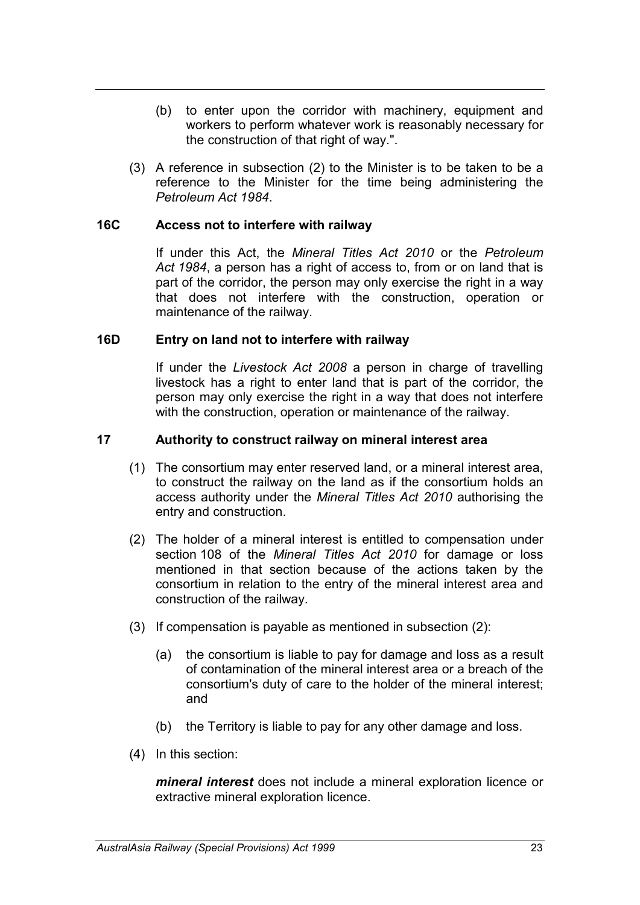(b) to enter upon the corridor with machinery, equipment and workers to perform whatever work is reasonably necessary for the construction of that right of way.".

(3) A reference in subsection (2) to the Minister is to be taken to be a reference to the Minister for the time being administering the *Petroleum Act 1984*.

### 16C Access not to interfere with railway

If under this Act, the *Mineral Titles Act 2010* or the *Petroleum Act 1984*, a person has a right of access to, from or on land that is part of the corridor, the person may only exercise the right in a way that does not interfere with the construction, operation or maintenance of the railway.

### 16D Entry on land not to interfere with railway

If under the *Livestock Act 2008* a person in charge of travelling livestock has a right to enter land that is part of the corridor, the person may only exercise the right in a way that does not interfere with the construction, operation or maintenance of the railway.

### 17 Authority to construct railway on mineral interest area

(1) The consortium may enter reserved land, or a mineral interest area, to construct the railway on the land as if the consortium holds an access authority under the *Mineral Titles Act 2010* authorising the entry and construction.

(2) The holder of a mineral interest is entitled to compensation under section 108 of the *Mineral Titles Act 2010* for damage or loss mentioned in that section because of the actions taken by the consortium in relation to the entry of the mineral interest area and construction of the railway.

(3) If compensation is payable as mentioned in subsection (2):

(a) the consortium is liable to pay for damage and loss as a result of contamination of the mineral interest area or a breach of the consortium's duty of care to the holder of the mineral interest; and

(b) the Territory is liable to pay for any other damage and loss.

(4) In this section:

***mineral interest*** does not include a mineral exploration licence or extractive mineral exploration licence.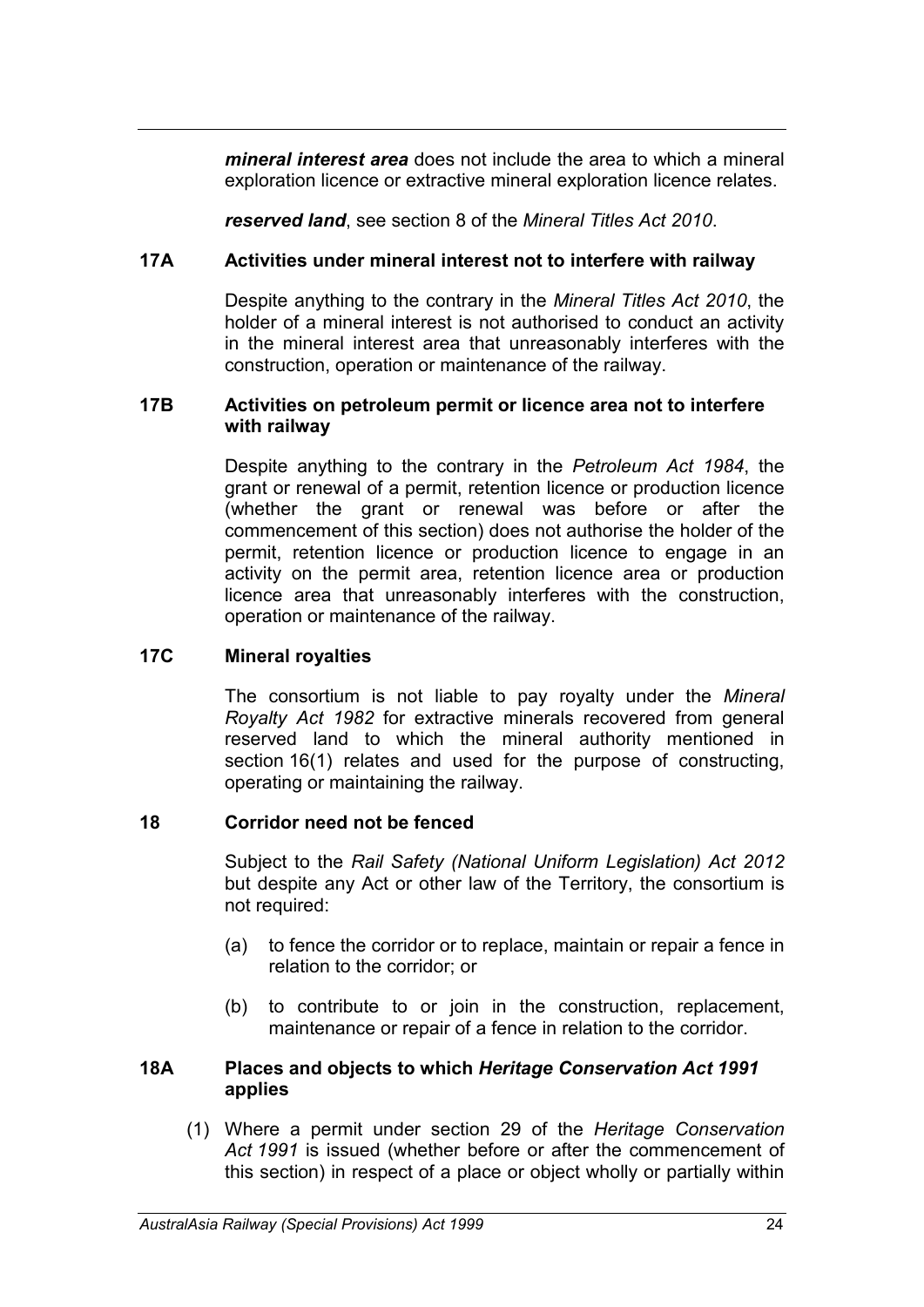***mineral interest area*** does not include the area to which a mineral exploration licence or extractive mineral exploration licence relates.

***reserved land***, see section 8 of the *Mineral Titles Act 2010*.

### 17A Activities under mineral interest not to interfere with railway

Despite anything to the contrary in the *Mineral Titles Act 2010*, the holder of a mineral interest is not authorised to conduct an activity in the mineral interest area that unreasonably interferes with the construction, operation or maintenance of the railway.

### 17B Activities on petroleum permit or licence area not to interfere with railway

Despite anything to the contrary in the *Petroleum Act 1984*, the grant or renewal of a permit, retention licence or production licence (whether the grant or renewal was before or after the commencement of this section) does not authorise the holder of the permit, retention licence or production licence to engage in an activity on the permit area, retention licence area or production licence area that unreasonably interferes with the construction, operation or maintenance of the railway.

### 17C Mineral royalties

The consortium is not liable to pay royalty under the *Mineral Royalty Act 1982* for extractive minerals recovered from general reserved land to which the mineral authority mentioned in section 16(1) relates and used for the purpose of constructing, operating or maintaining the railway.

### 18 Corridor need not be fenced

Subject to the *Rail Safety (National Uniform Legislation) Act 2012* but despite any Act or other law of the Territory, the consortium is not required:

(a) to fence the corridor or to replace, maintain or repair a fence in relation to the corridor; or

(b) to contribute to or join in the construction, replacement, maintenance or repair of a fence in relation to the corridor.

### 18A Places and objects to which *Heritage Conservation Act 1991* applies

(1) Where a permit under section 29 of the *Heritage Conservation Act 1991* is issued (whether before or after the commencement of this section) in respect of a place or object wholly or partially within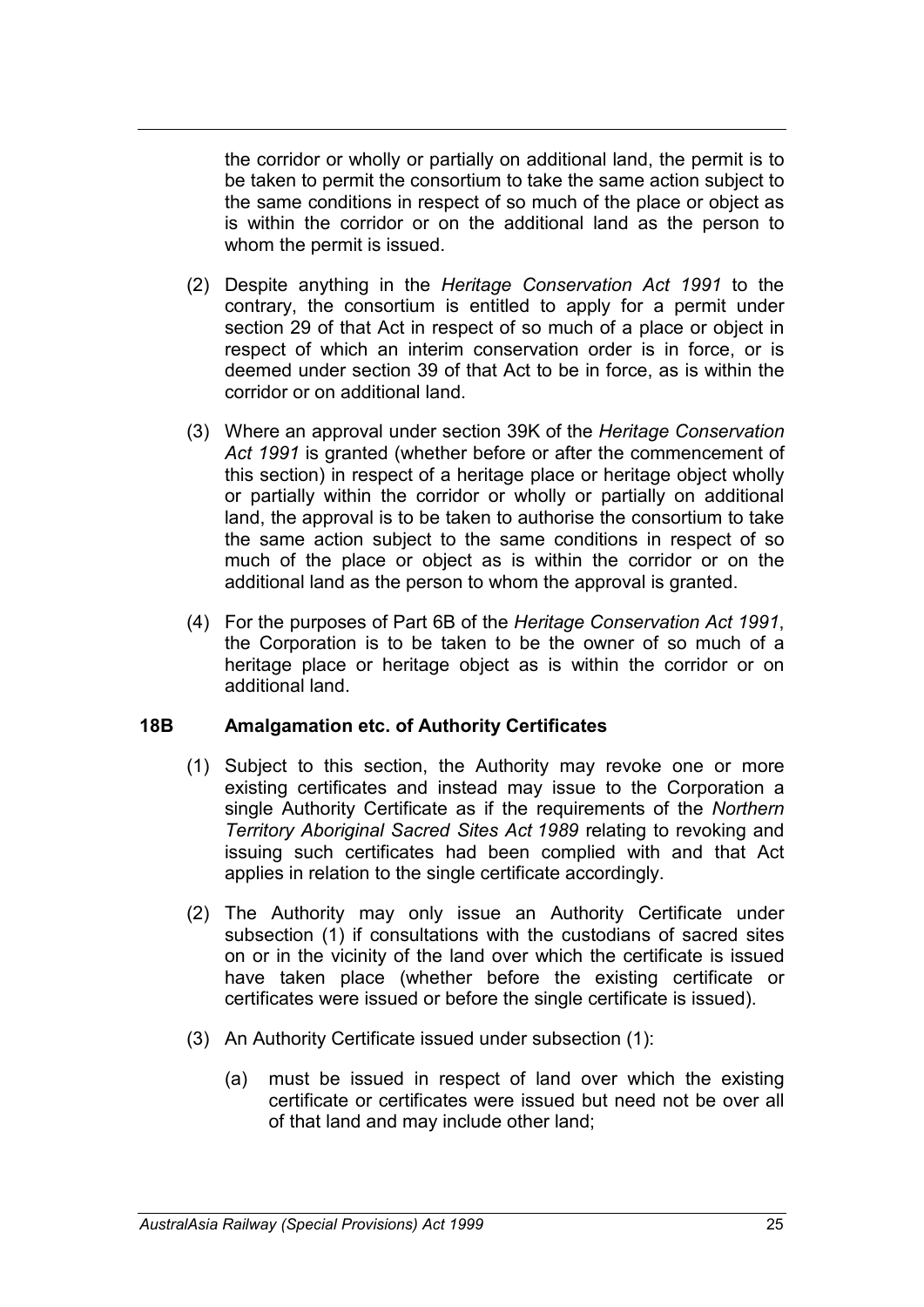the corridor or wholly or partially on additional land, the permit is to be taken to permit the consortium to take the same action subject to the same conditions in respect of so much of the place or object as is within the corridor or on the additional land as the person to whom the permit is issued.

(2) Despite anything in the *Heritage Conservation Act 1991* to the contrary, the consortium is entitled to apply for a permit under section 29 of that Act in respect of so much of a place or object in respect of which an interim conservation order is in force, or is deemed under section 39 of that Act to be in force, as is within the corridor or on additional land.

(3) Where an approval under section 39K of the *Heritage Conservation Act 1991* is granted (whether before or after the commencement of this section) in respect of a heritage place or heritage object wholly or partially within the corridor or wholly or partially on additional land, the approval is to be taken to authorise the consortium to take the same action subject to the same conditions in respect of so much of the place or object as is within the corridor or on the additional land as the person to whom the approval is granted.

(4) For the purposes of Part 6B of the *Heritage Conservation Act 1991*, the Corporation is to be taken to be the owner of so much of a heritage place or heritage object as is within the corridor or on additional land.

### 18B Amalgamation etc. of Authority Certificates

(1) Subject to this section, the Authority may revoke one or more existing certificates and instead may issue to the Corporation a single Authority Certificate as if the requirements of the *Northern Territory Aboriginal Sacred Sites Act 1989* relating to revoking and issuing such certificates had been complied with and that Act applies in relation to the single certificate accordingly.

(2) The Authority may only issue an Authority Certificate under subsection (1) if consultations with the custodians of sacred sites on or in the vicinity of the land over which the certificate is issued have taken place (whether before the existing certificate or certificates were issued or before the single certificate is issued).

(3) An Authority Certificate issued under subsection (1):

(a) must be issued in respect of land over which the existing certificate or certificates were issued but need not be over all of that land and may include other land;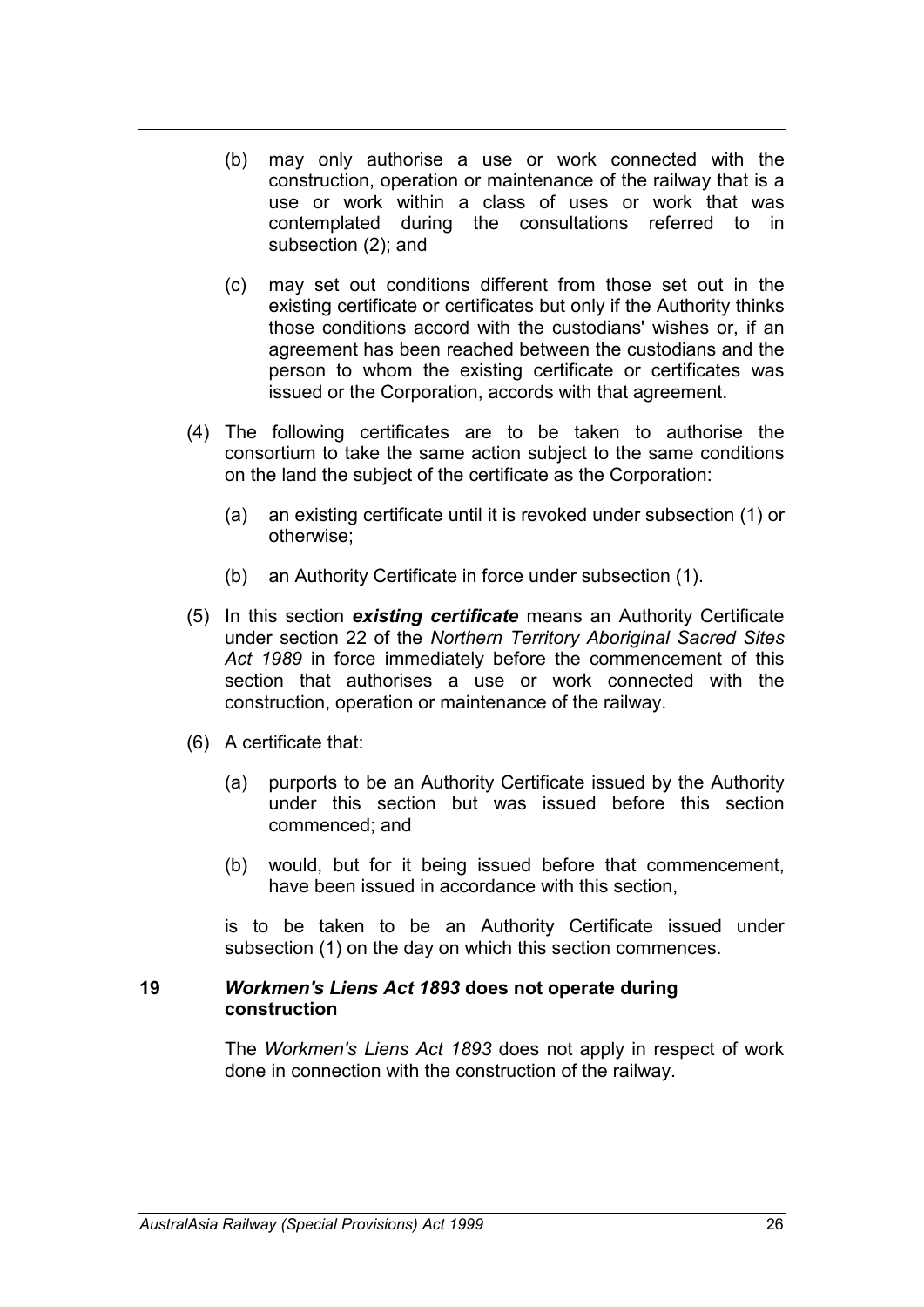(b) may only authorise a use or work connected with the construction, operation or maintenance of the railway that is a use or work within a class of uses or work that was contemplated during the consultations referred to in subsection (2); and

(c) may set out conditions different from those set out in the existing certificate or certificates but only if the Authority thinks those conditions accord with the custodians' wishes or, if an agreement has been reached between the custodians and the person to whom the existing certificate or certificates was issued or the Corporation, accords with that agreement.

(4) The following certificates are to be taken to authorise the consortium to take the same action subject to the same conditions on the land the subject of the certificate as the Corporation:

(a) an existing certificate until it is revoked under subsection (1) or otherwise;

(b) an Authority Certificate in force under subsection (1).

(5) In this section ***existing certificate*** means an Authority Certificate under section 22 of the *Northern Territory Aboriginal Sacred Sites Act 1989* in force immediately before the commencement of this section that authorises a use or work connected with the construction, operation or maintenance of the railway.

(6) A certificate that:

(a) purports to be an Authority Certificate issued by the Authority under this section but was issued before this section commenced; and

(b) would, but for it being issued before that commencement, have been issued in accordance with this section,

is to be taken to be an Authority Certificate issued under subsection (1) on the day on which this section commences.

### 19 *Workmen's Liens Act 1893* does not operate during construction

The *Workmen's Liens Act 1893* does not apply in respect of work done in connection with the construction of the railway.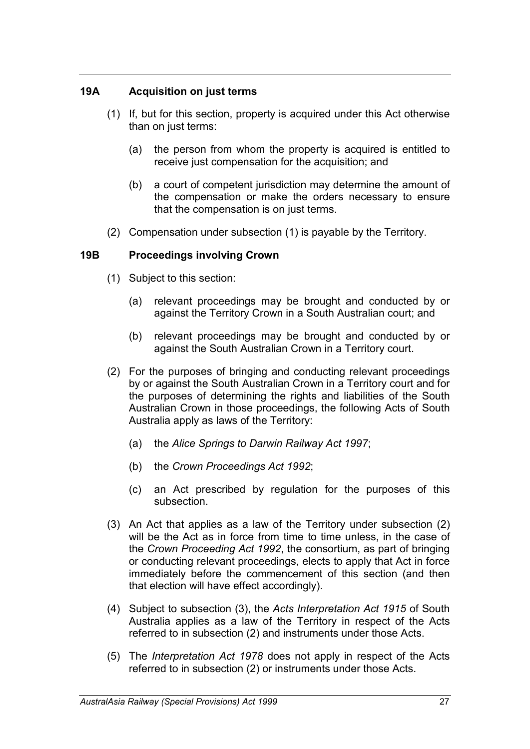### 19A Acquisition on just terms

(1) If, but for this section, property is acquired under this Act otherwise than on just terms:

(a) the person from whom the property is acquired is entitled to receive just compensation for the acquisition; and

(b) a court of competent jurisdiction may determine the amount of the compensation or make the orders necessary to ensure that the compensation is on just terms.

(2) Compensation under subsection (1) is payable by the Territory.

### 19B Proceedings involving Crown

(1) Subject to this section:

(a) relevant proceedings may be brought and conducted by or against the Territory Crown in a South Australian court; and

(b) relevant proceedings may be brought and conducted by or against the South Australian Crown in a Territory court.

(2) For the purposes of bringing and conducting relevant proceedings by or against the South Australian Crown in a Territory court and for the purposes of determining the rights and liabilities of the South Australian Crown in those proceedings, the following Acts of South Australia apply as laws of the Territory:

(a) the *Alice Springs to Darwin Railway Act 1997*;

(b) the *Crown Proceedings Act 1992*;

(c) an Act prescribed by regulation for the purposes of this subsection.

(3) An Act that applies as a law of the Territory under subsection (2) will be the Act as in force from time to time unless, in the case of the *Crown Proceeding Act 1992*, the consortium, as part of bringing or conducting relevant proceedings, elects to apply that Act in force immediately before the commencement of this section (and then that election will have effect accordingly).

(4) Subject to subsection (3), the *Acts Interpretation Act 1915* of South Australia applies as a law of the Territory in respect of the Acts referred to in subsection (2) and instruments under those Acts.

(5) The *Interpretation Act 1978* does not apply in respect of the Acts referred to in subsection (2) or instruments under those Acts.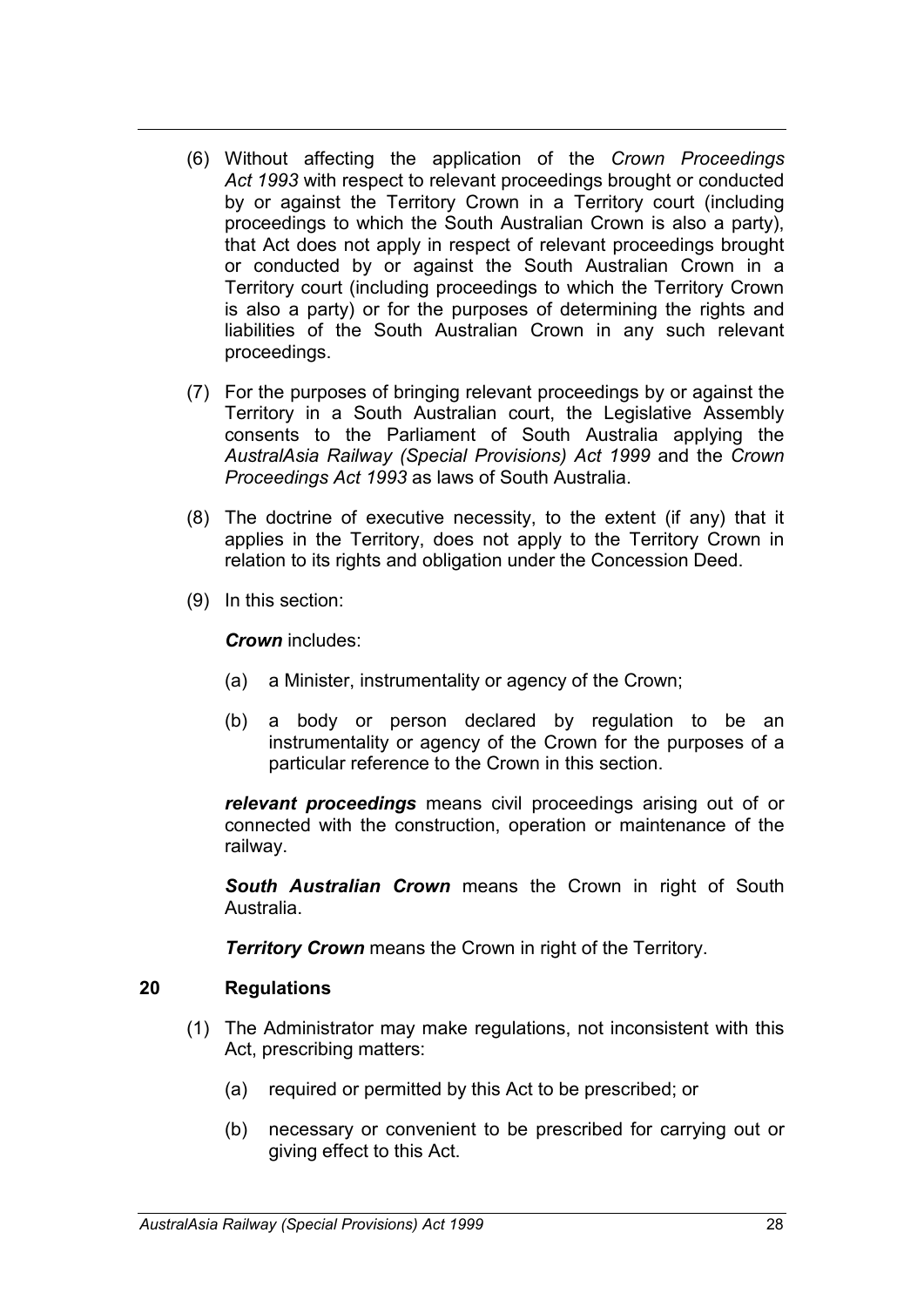(6) Without affecting the application of the *Crown Proceedings Act 1993* with respect to relevant proceedings brought or conducted by or against the Territory Crown in a Territory court (including proceedings to which the South Australian Crown is also a party), that Act does not apply in respect of relevant proceedings brought or conducted by or against the South Australian Crown in a Territory court (including proceedings to which the Territory Crown is also a party) or for the purposes of determining the rights and liabilities of the South Australian Crown in any such relevant proceedings.

(7) For the purposes of bringing relevant proceedings by or against the Territory in a South Australian court, the Legislative Assembly consents to the Parliament of South Australia applying the *AustralAsia Railway (Special Provisions) Act 1999* and the *Crown Proceedings Act 1993* as laws of South Australia.

(8) The doctrine of executive necessity, to the extent (if any) that it applies in the Territory, does not apply to the Territory Crown in relation to its rights and obligation under the Concession Deed.

(9) In this section:

***Crown*** includes:

(a) a Minister, instrumentality or agency of the Crown;

(b) a body or person declared by regulation to be an instrumentality or agency of the Crown for the purposes of a particular reference to the Crown in this section.

***relevant proceedings*** means civil proceedings arising out of or connected with the construction, operation or maintenance of the railway.

***South Australian Crown*** means the Crown in right of South Australia.

***Territory Crown*** means the Crown in right of the Territory.

## 20 Regulations

(1) The Administrator may make regulations, not inconsistent with this Act, prescribing matters:

(a) required or permitted by this Act to be prescribed; or

(b) necessary or convenient to be prescribed for carrying out or giving effect to this Act.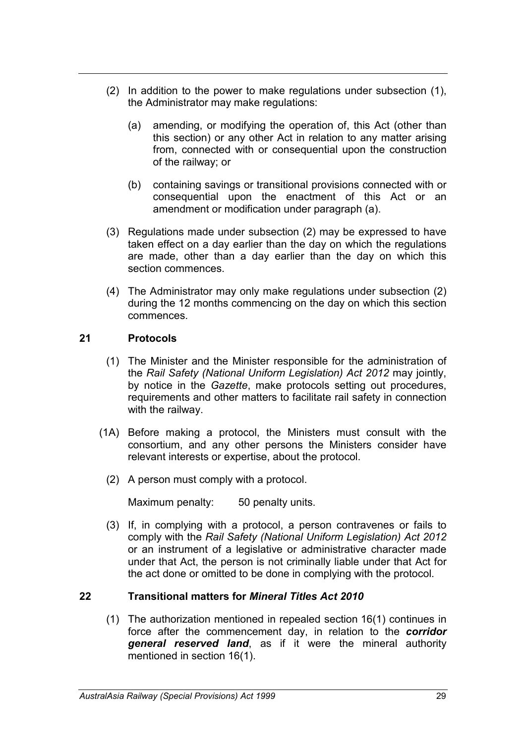(2) In addition to the power to make regulations under subsection (1), the Administrator may make regulations:

(a) amending, or modifying the operation of, this Act (other than this section) or any other Act in relation to any matter arising from, connected with or consequential upon the construction of the railway; or

(b) containing savings or transitional provisions connected with or consequential upon the enactment of this Act or an amendment or modification under paragraph (a).

(3) Regulations made under subsection (2) may be expressed to have taken effect on a day earlier than the day on which the regulations are made, other than a day earlier than the day on which this section commences.

(4) The Administrator may only make regulations under subsection (2) during the 12 months commencing on the day on which this section commences.

## 21 Protocols

(1) The Minister and the Minister responsible for the administration of the *Rail Safety (National Uniform Legislation) Act 2012* may jointly, by notice in the *Gazette*, make protocols setting out procedures, requirements and other matters to facilitate rail safety in connection with the railway.

(1A) Before making a protocol, the Ministers must consult with the consortium, and any other persons the Ministers consider have relevant interests or expertise, about the protocol.

(2) A person must comply with a protocol.

Maximum penalty: 50 penalty units.

(3) If, in complying with a protocol, a person contravenes or fails to comply with the *Rail Safety (National Uniform Legislation) Act 2012* or an instrument of a legislative or administrative character made under that Act, the person is not criminally liable under that Act for the act done or omitted to be done in complying with the protocol.

## 22 Transitional matters for *Mineral Titles Act 2010*

(1) The authorization mentioned in repealed section 16(1) continues in force after the commencement day, in relation to the ***corridor general reserved land***, as if it were the mineral authority mentioned in section 16(1).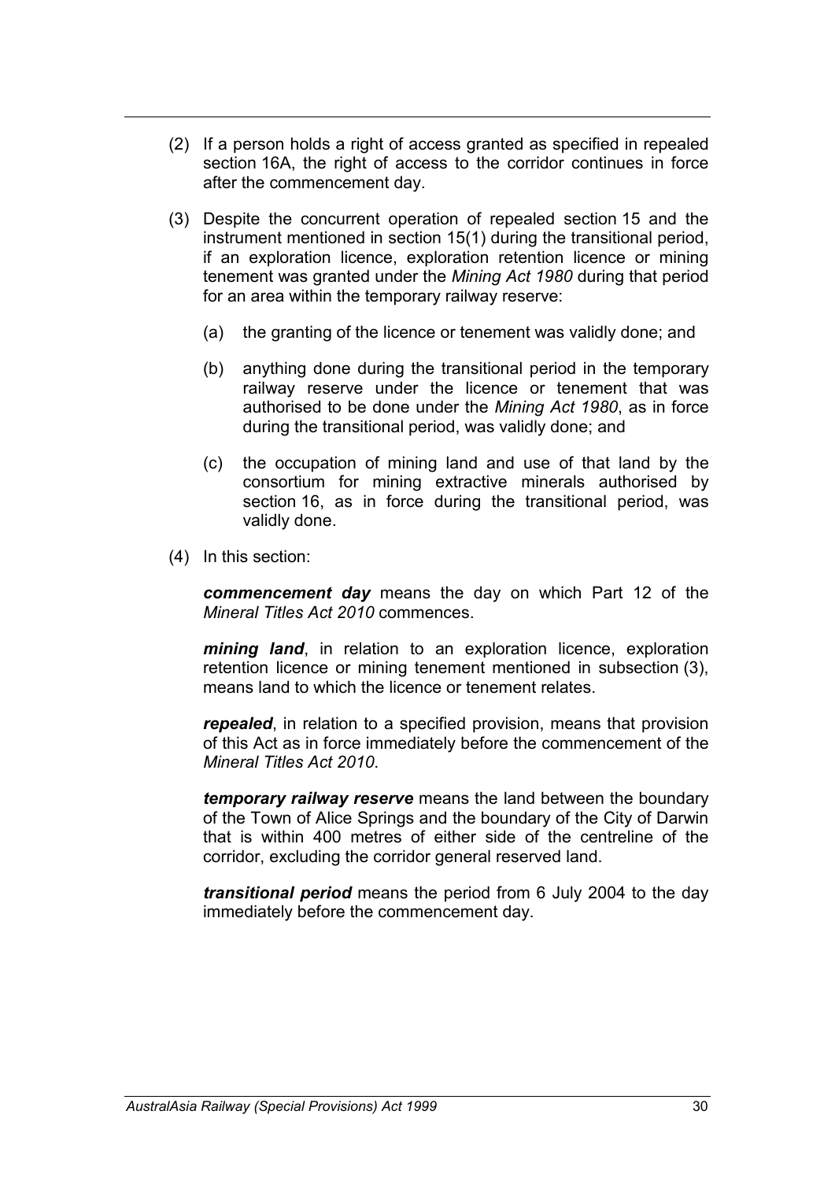(2) If a person holds a right of access granted as specified in repealed section 16A, the right of access to the corridor continues in force after the commencement day.

(3) Despite the concurrent operation of repealed section 15 and the instrument mentioned in section 15(1) during the transitional period, if an exploration licence, exploration retention licence or mining tenement was granted under the *Mining Act 1980* during that period for an area within the temporary railway reserve:

  (a) the granting of the licence or tenement was validly done; and

  (b) anything done during the transitional period in the temporary railway reserve under the licence or tenement that was authorised to be done under the *Mining Act 1980*, as in force during the transitional period, was validly done; and

  (c) the occupation of mining land and use of that land by the consortium for mining extractive minerals authorised by section 16, as in force during the transitional period, was validly done.

(4) In this section:

***commencement day*** means the day on which Part 12 of the *Mineral Titles Act 2010* commences.

***mining land***, in relation to an exploration licence, exploration retention licence or mining tenement mentioned in subsection (3), means land to which the licence or tenement relates.

***repealed***, in relation to a specified provision, means that provision of this Act as in force immediately before the commencement of the *Mineral Titles Act 2010*.

***temporary railway reserve*** means the land between the boundary of the Town of Alice Springs and the boundary of the City of Darwin that is within 400 metres of either side of the centreline of the corridor, excluding the corridor general reserved land.

***transitional period*** means the period from 6 July 2004 to the day immediately before the commencement day.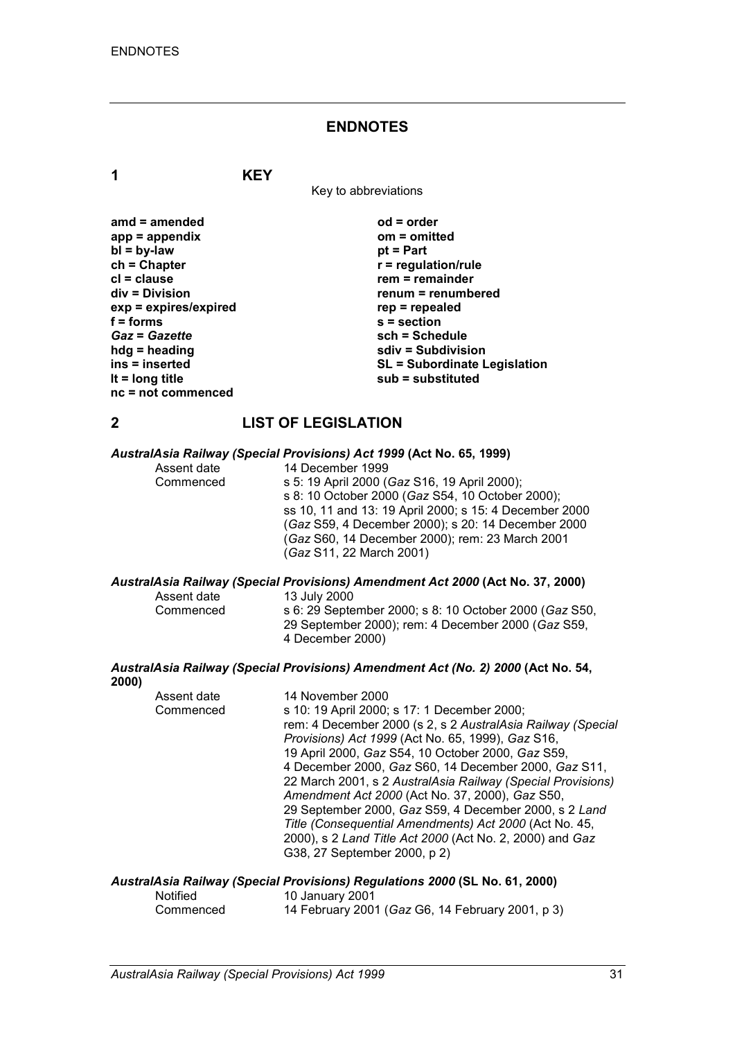## ENDNOTES

### 1 KEY

Key to abbreviations

| | |
|---|---|
| **amd = amended** | **od = order** |
| **app = appendix** | **om = omitted** |
| **bl = by-law** | **pt = Part** |
| **ch = Chapter** | **r = regulation/rule** |
| **cl = clause** | **rem = remainder** |
| **div = Division** | **renum = renumbered** |
| **exp = expires/expired** | **rep = repealed** |
| **f = forms** | **s = section** |
| ***Gaz* = *Gazette*** | **sch = Schedule** |
| **hdg = heading** | **sdiv = Subdivision** |
| **ins = inserted** | **SL = Subordinate Legislation** |
| **lt = long title** | **sub = substituted** |
| **nc = not commenced** | |

### 2 LIST OF LEGISLATION

***AustralAsia Railway (Special Provisions) Act 1999* (Act No. 65, 1999)**

| | |
|---|---|
| Assent date | 14 December 1999 |
| Commenced | s 5: 19 April 2000 (*Gaz* S16, 19 April 2000); s 8: 10 October 2000 (*Gaz* S54, 10 October 2000); ss 10, 11 and 13: 19 April 2000; s 15: 4 December 2000 (*Gaz* S59, 4 December 2000); s 20: 14 December 2000 (*Gaz* S60, 14 December 2000); rem: 23 March 2001 (*Gaz* S11, 22 March 2001) |

***AustralAsia Railway (Special Provisions) Amendment Act 2000* (Act No. 37, 2000)**

| | |
|---|---|
| Assent date | 13 July 2000 |
| Commenced | s 6: 29 September 2000; s 8: 10 October 2000 (*Gaz* S50, 29 September 2000); rem: 4 December 2000 (*Gaz* S59, 4 December 2000) |

***AustralAsia Railway (Special Provisions) Amendment Act (No. 2) 2000* (Act No. 54, 2000)**

| | |
|---|---|
| Assent date | 14 November 2000 |
| Commenced | s 10: 19 April 2000; s 17: 1 December 2000; rem: 4 December 2000 (s 2, s 2 *AustralAsia Railway (Special Provisions) Act 1999* (Act No. 65, 1999), *Gaz* S16, 19 April 2000, *Gaz* S54, 10 October 2000, *Gaz* S59, 4 December 2000, *Gaz* S60, 14 December 2000, *Gaz* S11, 22 March 2001, s 2 *AustralAsia Railway (Special Provisions) Amendment Act 2000* (Act No. 37, 2000), *Gaz* S50, 29 September 2000, *Gaz* S59, 4 December 2000, s 2 *Land Title (Consequential Amendments) Act 2000* (Act No. 45, 2000), s 2 *Land Title Act 2000* (Act No. 2, 2000) and *Gaz* G38, 27 September 2000, p 2) |

***AustralAsia Railway (Special Provisions) Regulations 2000* (SL No. 61, 2000)**

| | |
|---|---|
| Notified | 10 January 2001 |
| Commenced | 14 February 2001 (*Gaz* G6, 14 February 2001, p 3) |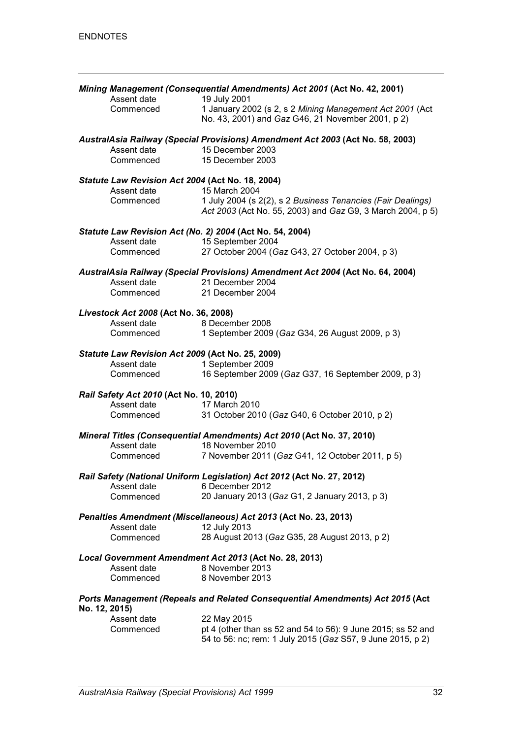***Mining Management (Consequential Amendments) Act 2001* (Act No. 42, 2001)**

Assent date 19 July 2001
Commenced 1 January 2002 (s 2, s 2 *Mining Management Act 2001* (Act No. 43, 2001) and *Gaz* G46, 21 November 2001, p 2)

***AustralAsia Railway (Special Provisions) Amendment Act 2003* (Act No. 58, 2003)**

Assent date 15 December 2003
Commenced 15 December 2003

***Statute Law Revision Act 2004* (Act No. 18, 2004)**

Assent date 15 March 2004
Commenced 1 July 2004 (s 2(2), s 2 *Business Tenancies (Fair Dealings) Act 2003* (Act No. 55, 2003) and *Gaz* G9, 3 March 2004, p 5)

***Statute Law Revision Act (No. 2) 2004* (Act No. 54, 2004)**

Assent date 15 September 2004
Commenced 27 October 2004 (*Gaz* G43, 27 October 2004, p 3)

***AustralAsia Railway (Special Provisions) Amendment Act 2004* (Act No. 64, 2004)**

Assent date 21 December 2004
Commenced 21 December 2004

***Livestock Act 2008* (Act No. 36, 2008)**

Assent date 8 December 2008
Commenced 1 September 2009 (*Gaz* G34, 26 August 2009, p 3)

***Statute Law Revision Act 2009* (Act No. 25, 2009)**

Assent date 1 September 2009
Commenced 16 September 2009 (*Gaz* G37, 16 September 2009, p 3)

***Rail Safety Act 2010* (Act No. 10, 2010)**

Assent date 17 March 2010
Commenced 31 October 2010 (*Gaz* G40, 6 October 2010, p 2)

***Mineral Titles (Consequential Amendments) Act 2010* (Act No. 37, 2010)**

Assent date 18 November 2010
Commenced 7 November 2011 (*Gaz* G41, 12 October 2011, p 5)

***Rail Safety (National Uniform Legislation) Act 2012* (Act No. 27, 2012)**

Assent date 6 December 2012
Commenced 20 January 2013 (*Gaz* G1, 2 January 2013, p 3)

***Penalties Amendment (Miscellaneous) Act 2013* (Act No. 23, 2013)**

Assent date 12 July 2013
Commenced 28 August 2013 (*Gaz* G35, 28 August 2013, p 2)

***Local Government Amendment Act 2013* (Act No. 28, 2013)**

Assent date 8 November 2013
Commenced 8 November 2013

***Ports Management (Repeals and Related Consequential Amendments) Act 2015* (Act No. 12, 2015)**

Assent date 22 May 2015
Commenced pt 4 (other than ss 52 and 54 to 56): 9 June 2015; ss 52 and 54 to 56: nc; rem: 1 July 2015 (*Gaz* S57, 9 June 2015, p 2)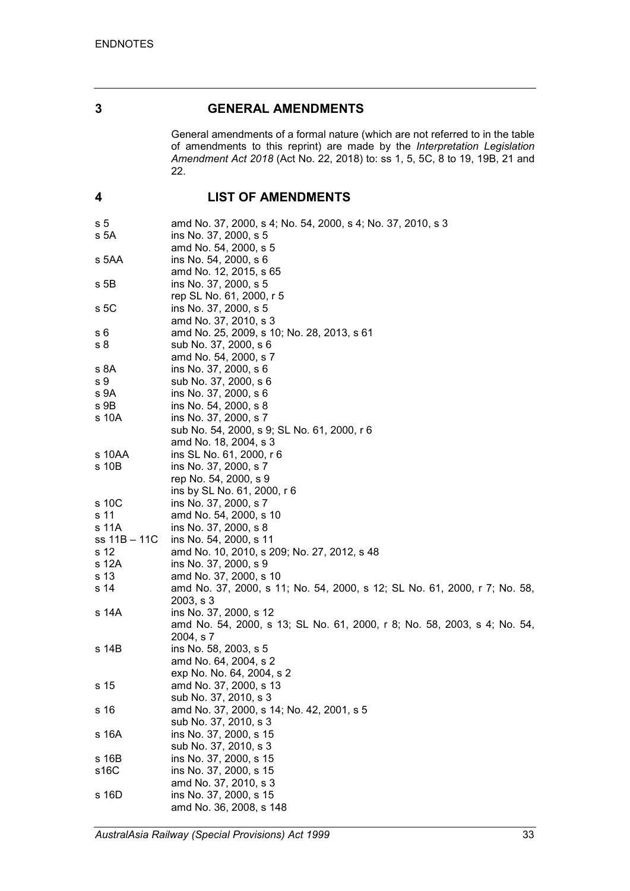## 3 GENERAL AMENDMENTS

General amendments of a formal nature (which are not referred to in the table of amendments to this reprint) are made by the *Interpretation Legislation Amendment Act 2018* (Act No. 22, 2018) to: ss 1, 5, 5C, 8 to 19, 19B, 21 and 22.

## 4 LIST OF AMENDMENTS

| | |
|---|---|
| s 5 | amd No. 37, 2000, s 4; No. 54, 2000, s 4; No. 37, 2010, s 3 |
| s 5A | ins No. 37, 2000, s 5 |
| | amd No. 54, 2000, s 5 |
| s 5AA | ins No. 54, 2000, s 6 |
| | amd No. 12, 2015, s 65 |
| s 5B | ins No. 37, 2000, s 5 |
| | rep SL No. 61, 2000, r 5 |
| s 5C | ins No. 37, 2000, s 5 |
| | amd No. 37, 2010, s 3 |
| s 6 | amd No. 25, 2009, s 10; No. 28, 2013, s 61 |
| s 8 | sub No. 37, 2000, s 6 |
| | amd No. 54, 2000, s 7 |
| s 8A | ins No. 37, 2000, s 6 |
| s 9 | sub No. 37, 2000, s 6 |
| s 9A | ins No. 37, 2000, s 6 |
| s 9B | ins No. 54, 2000, s 8 |
| s 10A | ins No. 37, 2000, s 7 |
| | sub No. 54, 2000, s 9; SL No. 61, 2000, r 6 |
| | amd No. 18, 2004, s 3 |
| s 10AA | ins SL No. 61, 2000, r 6 |
| s 10B | ins No. 37, 2000, s 7 |
| | rep No. 54, 2000, s 9 |
| | ins by SL No. 61, 2000, r 6 |
| s 10C | ins No. 37, 2000, s 7 |
| s 11 | amd No. 54, 2000, s 10 |
| s 11A | ins No. 37, 2000, s 8 |
| ss 11B – 11C | ins No. 54, 2000, s 11 |
| s 12 | amd No. 10, 2010, s 209; No. 27, 2012, s 48 |
| s 12A | ins No. 37, 2000, s 9 |
| s 13 | amd No. 37, 2000, s 10 |
| s 14 | amd No. 37, 2000, s 11; No. 54, 2000, s 12; SL No. 61, 2000, r 7; No. 58, 2003, s 3 |
| s 14A | ins No. 37, 2000, s 12 |
| | amd No. 54, 2000, s 13; SL No. 61, 2000, r 8; No. 58, 2003, s 4; No. 54, 2004, s 7 |
| s 14B | ins No. 58, 2003, s 5 |
| | amd No. 64, 2004, s 2 |
| | exp No. No. 64, 2004, s 2 |
| s 15 | amd No. 37, 2000, s 13 |
| | sub No. 37, 2010, s 3 |
| s 16 | amd No. 37, 2000, s 14; No. 42, 2001, s 5 |
| | sub No. 37, 2010, s 3 |
| s 16A | ins No. 37, 2000, s 15 |
| | sub No. 37, 2010, s 3 |
| s 16B | ins No. 37, 2000, s 15 |
| s16C | ins No. 37, 2000, s 15 |
| | amd No. 37, 2010, s 3 |
| s 16D | ins No. 37, 2000, s 15 |
| | amd No. 36, 2008, s 148 |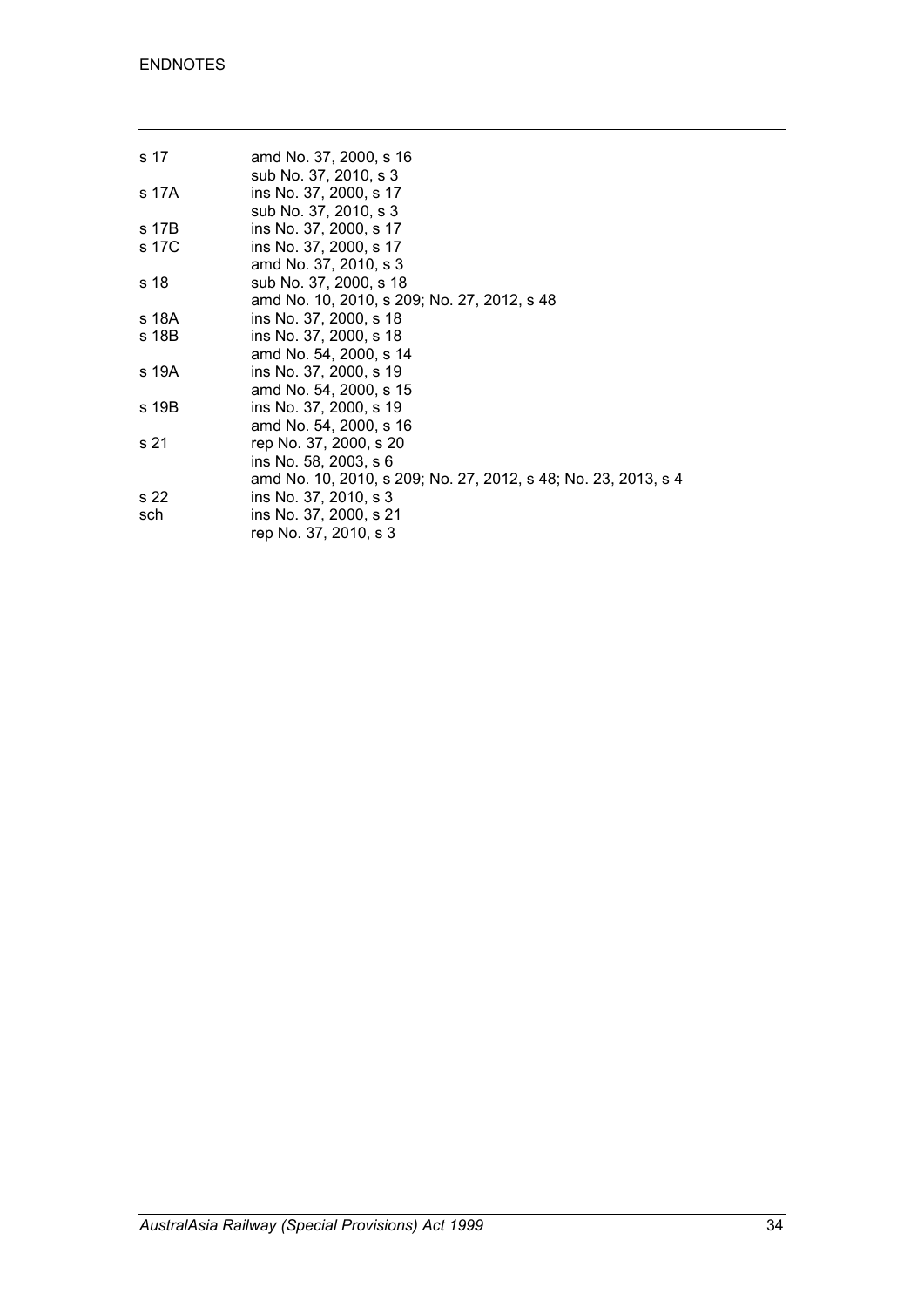| | |
|---|---|
| s 17 | amd No. 37, 2000, s 16 |
| | sub No. 37, 2010, s 3 |
| s 17A | ins No. 37, 2000, s 17 |
| | sub No. 37, 2010, s 3 |
| s 17B | ins No. 37, 2000, s 17 |
| s 17C | ins No. 37, 2000, s 17 |
| | amd No. 37, 2010, s 3 |
| s 18 | sub No. 37, 2000, s 18 |
| | amd No. 10, 2010, s 209; No. 27, 2012, s 48 |
| s 18A | ins No. 37, 2000, s 18 |
| s 18B | ins No. 37, 2000, s 18 |
| | amd No. 54, 2000, s 14 |
| s 19A | ins No. 37, 2000, s 19 |
| | amd No. 54, 2000, s 15 |
| s 19B | ins No. 37, 2000, s 19 |
| | amd No. 54, 2000, s 16 |
| s 21 | rep No. 37, 2000, s 20 |
| | ins No. 58, 2003, s 6 |
| | amd No. 10, 2010, s 209; No. 27, 2012, s 48; No. 23, 2013, s 4 |
| s 22 | ins No. 37, 2010, s 3 |
| sch | ins No. 37, 2000, s 21 |
| | rep No. 37, 2010, s 3 |